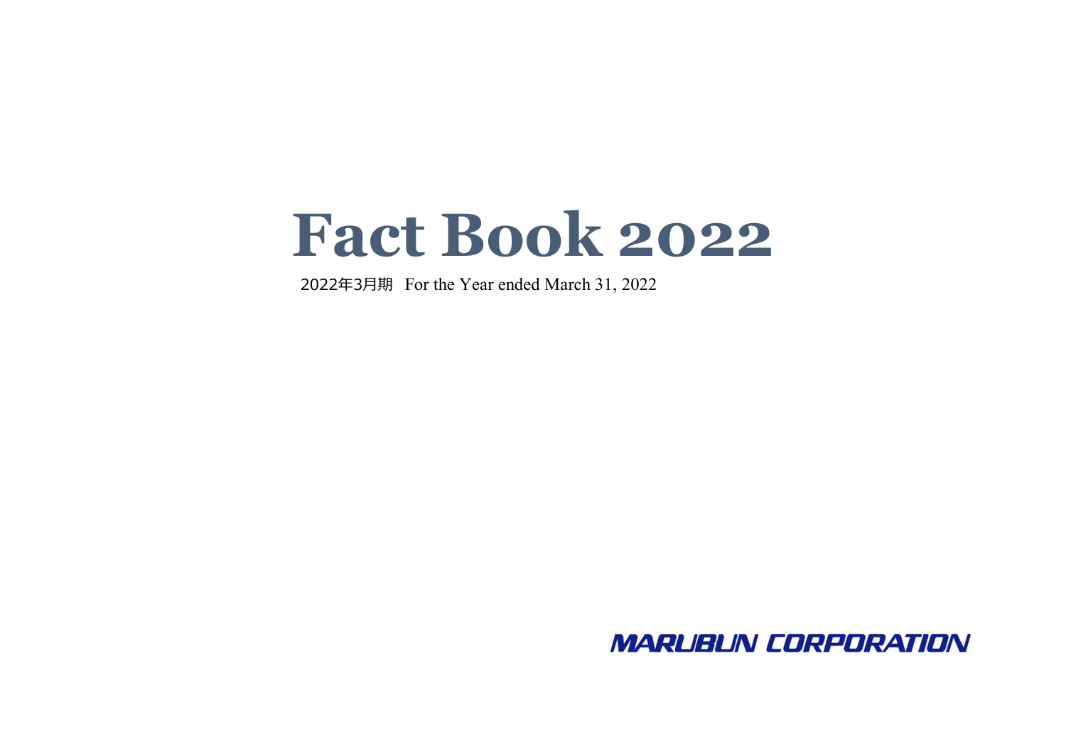# Fact Book 2022

2022年3月期　For the Year ended March 31, 2022

MARUBUN CORPORATION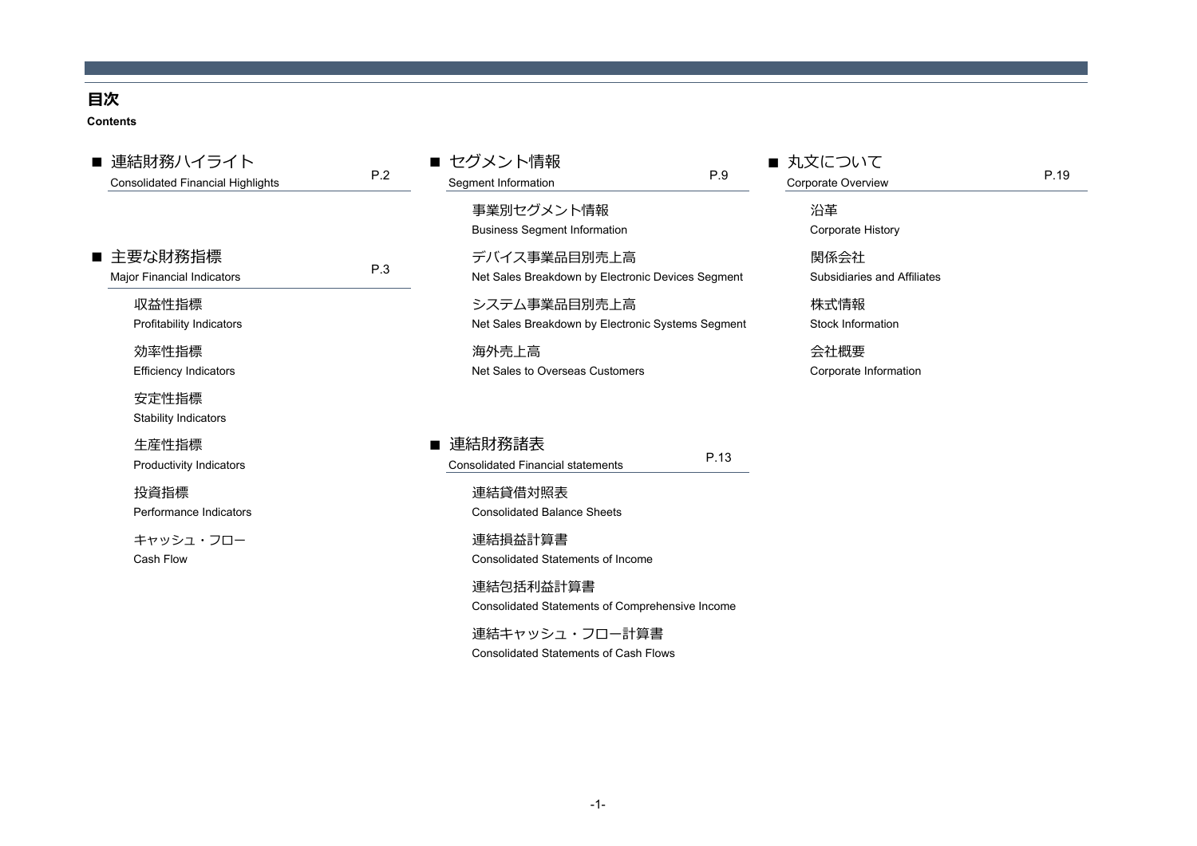# 目次

**Contents**

## ■ 連結財務ハイライト　P.2
Consolidated Financial Highlights

## ■ 主要な財務指標　P.3
Major Financial Indicators

- 収益性指標
  Profitability Indicators
- 効率性指標
  Efficiency Indicators
- 安定性指標
  Stability Indicators
- 生産性指標
  Productivity Indicators
- 投資指標
  Performance Indicators
- キャッシュ・フロー
  Cash Flow

## ■ セグメント情報　P.9
Segment Information

- 事業別セグメント情報
  Business Segment Information
- デバイス事業品目別売上高
  Net Sales Breakdown by Electronic Devices Segment
- システム事業品目別売上高
  Net Sales Breakdown by Electronic Systems Segment
- 海外売上高
  Net Sales to Overseas Customers

## ■ 連結財務諸表　P.13
Consolidated Financial statements

- 連結貸借対照表
  Consolidated Balance Sheets
- 連結損益計算書
  Consolidated Statements of Income
- 連結包括利益計算書
  Consolidated Statements of Comprehensive Income
- 連結キャッシュ・フロー計算書
  Consolidated Statements of Cash Flows

## ■ 丸文について　P.19
Corporate Overview

- 沿革
  Corporate History
- 関係会社
  Subsidiaries and Affiliates
- 株式情報
  Stock Information
- 会社概要
  Corporate Information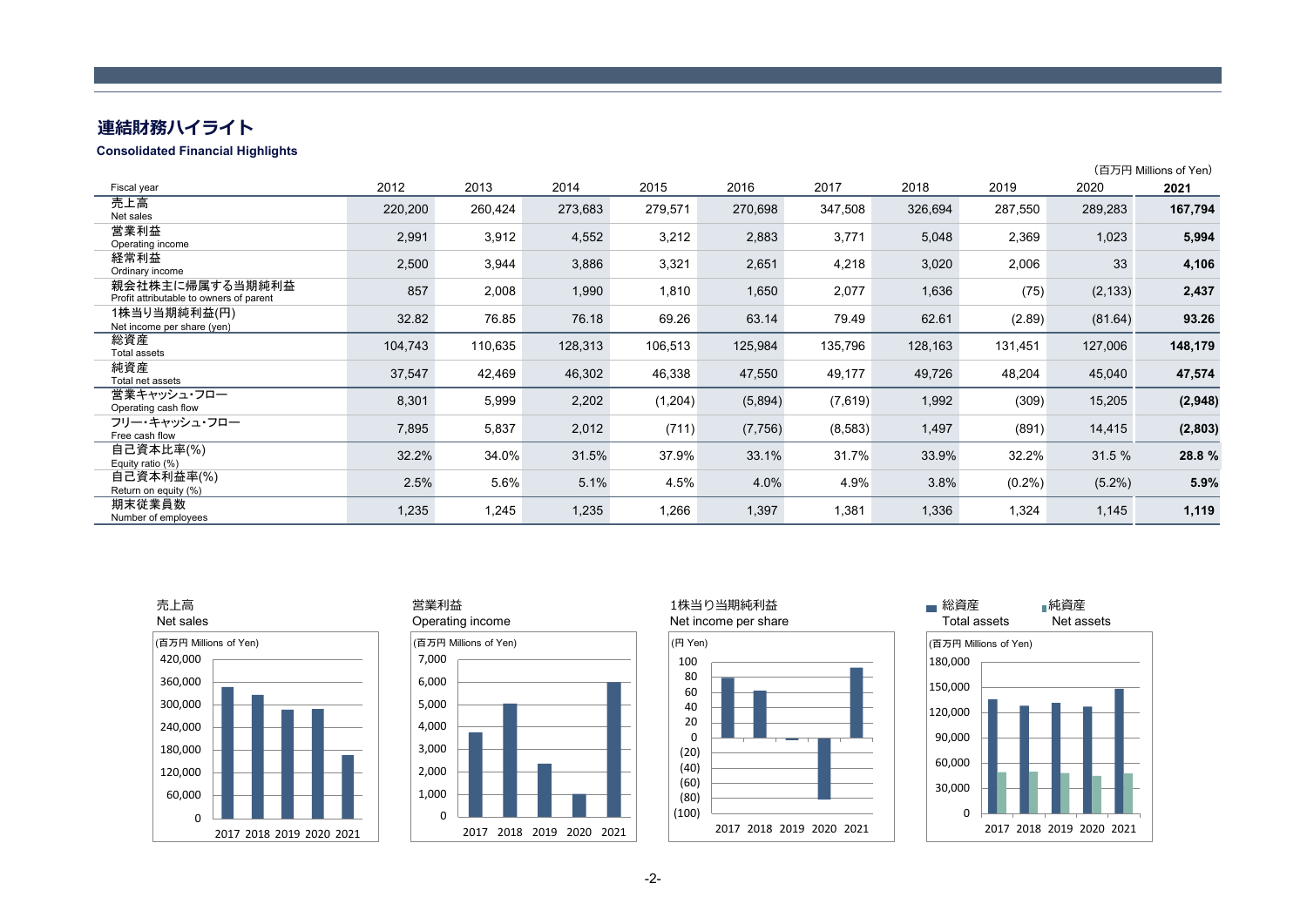# 連結財務ハイライト

**Consolidated Financial Highlights**

（百万円 Millions of Yen）

| Fiscal year | 2012 | 2013 | 2014 | 2015 | 2016 | 2017 | 2018 | 2019 | 2020 | **2021** |
|---|---|---|---|---|---|---|---|---|---|---|
| 売上高 Net sales | 220,200 | 260,424 | 273,683 | 279,571 | 270,698 | 347,508 | 326,694 | 287,550 | 289,283 | **167,794** |
| 営業利益 Operating income | 2,991 | 3,912 | 4,552 | 3,212 | 2,883 | 3,771 | 5,048 | 2,369 | 1,023 | **5,994** |
| 経常利益 Ordinary income | 2,500 | 3,944 | 3,886 | 3,321 | 2,651 | 4,218 | 3,020 | 2,006 | 33 | **4,106** |
| 親会社株主に帰属する当期純利益 Profit attributable to owners of parent | 857 | 2,008 | 1,990 | 1,810 | 1,650 | 2,077 | 1,636 | (75) | (2,133) | **2,437** |
| 1株当り当期純利益(円) Net income per share (yen) | 32.82 | 76.85 | 76.18 | 69.26 | 63.14 | 79.49 | 62.61 | (2.89) | (81.64) | **93.26** |
| 総資産 Total assets | 104,743 | 110,635 | 128,313 | 106,513 | 125,984 | 135,796 | 128,163 | 131,451 | 127,006 | **148,179** |
| 純資産 Total net assets | 37,547 | 42,469 | 46,302 | 46,338 | 47,550 | 49,177 | 49,726 | 48,204 | 45,040 | **47,574** |
| 営業キャッシュ・フロー Operating cash flow | 8,301 | 5,999 | 2,202 | (1,204) | (5,894) | (7,619) | 1,992 | (309) | 15,205 | **(2,948)** |
| フリー・キャッシュ・フロー Free cash flow | 7,895 | 5,837 | 2,012 | (711) | (7,756) | (8,583) | 1,497 | (891) | 14,415 | **(2,803)** |
| 自己資本比率(%) Equity ratio (%) | 32.2% | 34.0% | 31.5% | 37.9% | 33.1% | 31.7% | 33.9% | 32.2% | 31.5 % | **28.8 %** |
| 自己資本利益率(%) Return on equity (%) | 2.5% | 5.6% | 5.1% | 4.5% | 4.0% | 4.9% | 3.8% | (0.2%) | (5.2%) | **5.9%** |
| 期末従業員数 Number of employees | 1,235 | 1,245 | 1,235 | 1,266 | 1,397 | 1,381 | 1,336 | 1,324 | 1,145 | **1,119** |

売上高 Net sales

営業利益 Operating income

1株当り当期純利益 Net income per share

総資産 Total assets / 純資産 Net assets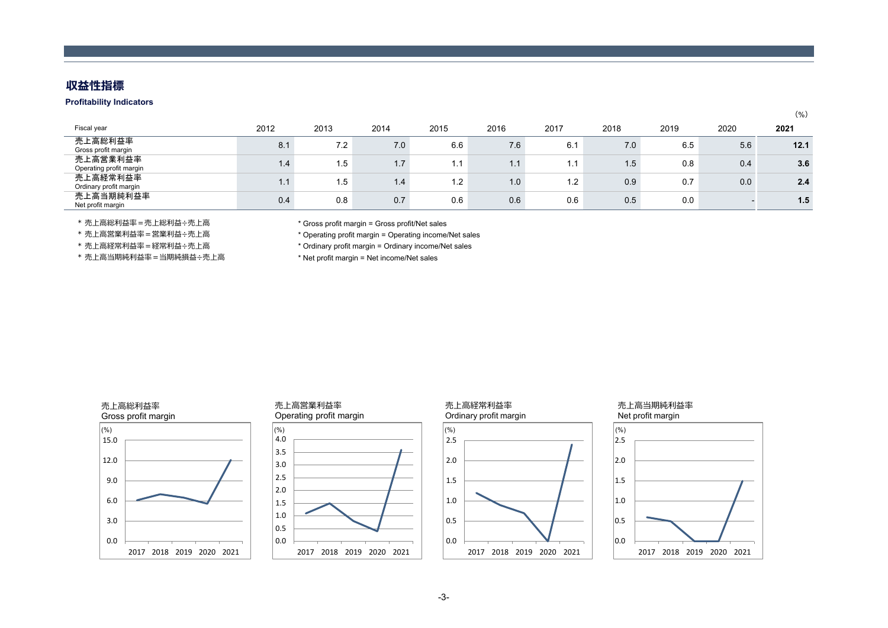## 収益性指標

**Profitability Indicators**

(%)

| Fiscal year | 2012 | 2013 | 2014 | 2015 | 2016 | 2017 | 2018 | 2019 | 2020 | **2021** |
|---|---|---|---|---|---|---|---|---|---|---|
| 売上高総利益率 Gross profit margin | 8.1 | 7.2 | 7.0 | 6.6 | 7.6 | 6.1 | 7.0 | 6.5 | 5.6 | **12.1** |
| 売上高営業利益率 Operating profit margin | 1.4 | 1.5 | 1.7 | 1.1 | 1.1 | 1.1 | 1.5 | 0.8 | 0.4 | **3.6** |
| 売上高経常利益率 Ordinary profit margin | 1.1 | 1.5 | 1.4 | 1.2 | 1.0 | 1.2 | 0.9 | 0.7 | 0.0 | **2.4** |
| 売上高当期純利益率 Net profit margin | 0.4 | 0.8 | 0.7 | 0.6 | 0.6 | 0.6 | 0.5 | 0.0 | - | **1.5** |

＊ 売上高総利益率＝売上総利益÷売上高

＊ 売上高営業利益率＝営業利益÷売上高

＊ 売上高経常利益率＝経常利益÷売上高

＊ 売上高当期純利益率＝当期純損益÷売上高

* Gross profit margin = Gross profit/Net sales

* Operating profit margin = Operating income/Net sales

* Ordinary profit margin = Ordinary income/Net sales

* Net profit margin = Net income/Net sales

売上高総利益率
Gross profit margin

売上高営業利益率
Operating profit margin

売上高経常利益率
Ordinary profit margin

売上高当期純利益率
Net profit margin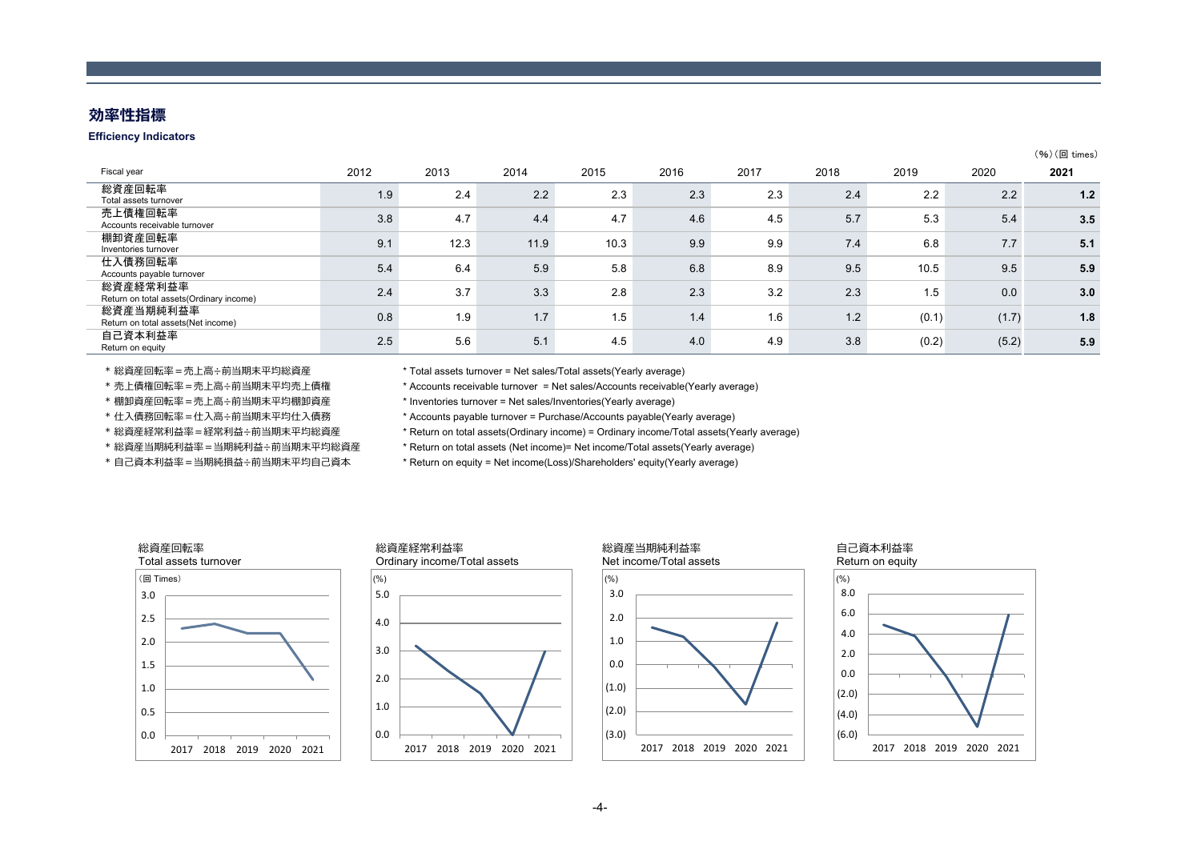# 効率性指標

**Efficiency Indicators**

（%）（回 times）

| Fiscal year | 2012 | 2013 | 2014 | 2015 | 2016 | 2017 | 2018 | 2019 | 2020 | **2021** |
|---|---|---|---|---|---|---|---|---|---|---|
| 総資産回転率 Total assets turnover | 1.9 | 2.4 | 2.2 | 2.3 | 2.3 | 2.3 | 2.4 | 2.2 | 2.2 | **1.2** |
| 売上債権回転率 Accounts receivable turnover | 3.8 | 4.7 | 4.4 | 4.7 | 4.6 | 4.5 | 5.7 | 5.3 | 5.4 | **3.5** |
| 棚卸資産回転率 Inventories turnover | 9.1 | 12.3 | 11.9 | 10.3 | 9.9 | 9.9 | 7.4 | 6.8 | 7.7 | **5.1** |
| 仕入債務回転率 Accounts payable turnover | 5.4 | 6.4 | 5.9 | 5.8 | 6.8 | 8.9 | 9.5 | 10.5 | 9.5 | **5.9** |
| 総資産経常利益率 Return on total assets(Ordinary income) | 2.4 | 3.7 | 3.3 | 2.8 | 2.3 | 3.2 | 2.3 | 1.5 | 0.0 | **3.0** |
| 総資産当期純利益率 Return on total assets(Net income) | 0.8 | 1.9 | 1.7 | 1.5 | 1.4 | 1.6 | 1.2 | (0.1) | (1.7) | **1.8** |
| 自己資本利益率 Return on equity | 2.5 | 5.6 | 5.1 | 4.5 | 4.0 | 4.9 | 3.8 | (0.2) | (5.2) | **5.9** |

* 総資産回転率＝売上高÷前当期末平均総資産
* 売上債権回転率＝売上高÷前当期末平均売上債権
* 棚卸資産回転率＝売上高÷前当期末平均棚卸資産
* 仕入債務回転率＝仕入高÷前当期末平均仕入債務
* 総資産経常利益率＝経常利益÷前当期末平均総資産
* 総資産当期純利益率＝当期純利益÷前当期末平均総資産
* 自己資本利益率＝当期純損益÷前当期末平均自己資本

* Total assets turnover = Net sales/Total assets(Yearly average)
* Accounts receivable turnover = Net sales/Accounts receivable(Yearly average)
* Inventories turnover = Net sales/Inventories(Yearly average)
* Accounts payable turnover = Purchase/Accounts payable(Yearly average)
* Return on total assets(Ordinary income) = Ordinary income/Total assets(Yearly average)
* Return on total assets (Net income)= Net income/Total assets(Yearly average)
* Return on equity = Net income(Loss)/Shareholders' equity(Yearly average)

総資産回転率
Total assets turnover

総資産経常利益率
Ordinary income/Total assets

総資産当期純利益率
Net income/Total assets

自己資本利益率
Return on equity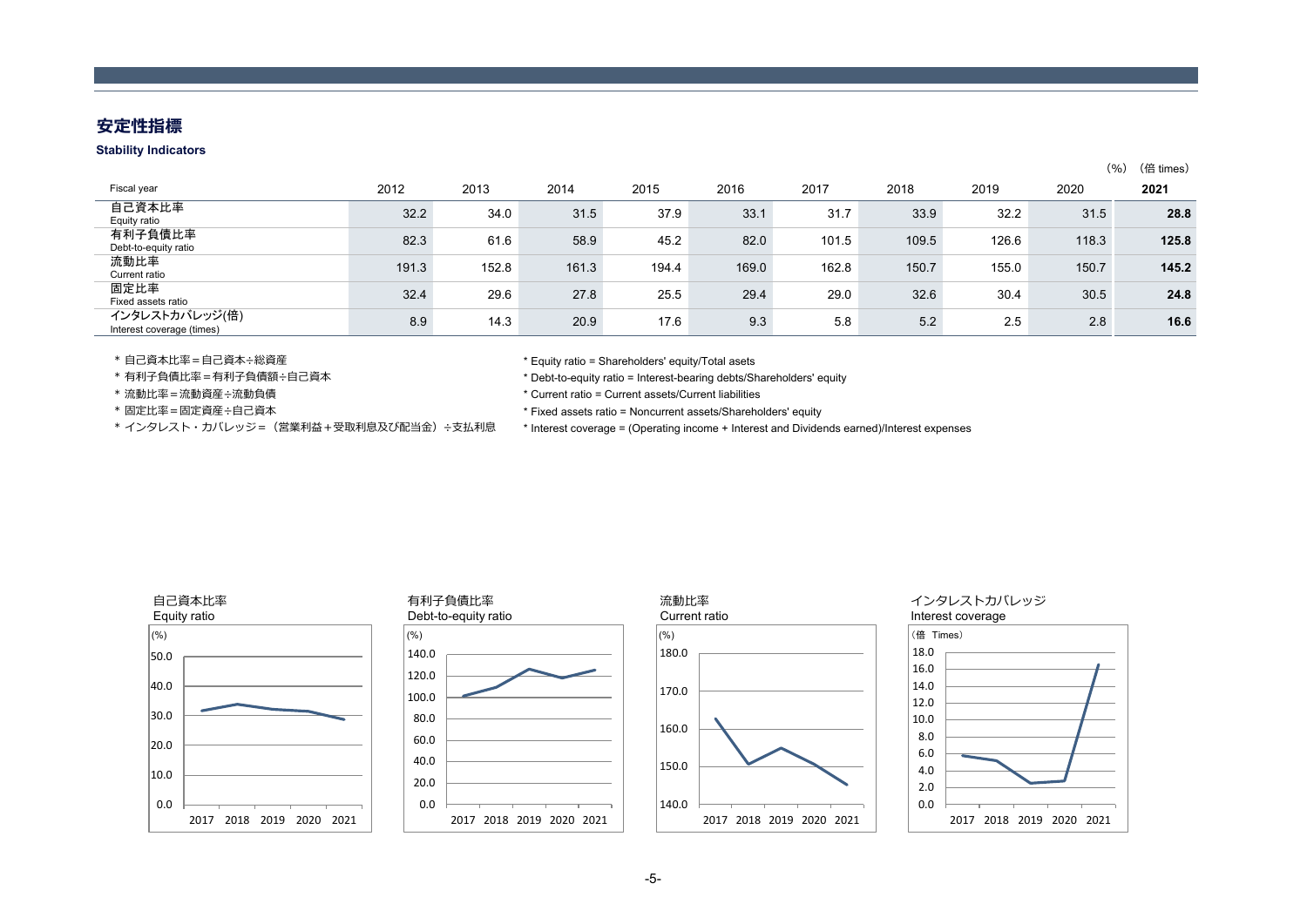## 安定性指標

**Stability Indicators**

（%）（倍 times）

| Fiscal year | 2012 | 2013 | 2014 | 2015 | 2016 | 2017 | 2018 | 2019 | 2020 | **2021** |
|---|---|---|---|---|---|---|---|---|---|---|
| 自己資本比率 Equity ratio | 32.2 | 34.0 | 31.5 | 37.9 | 33.1 | 31.7 | 33.9 | 32.2 | 31.5 | **28.8** |
| 有利子負債比率 Debt-to-equity ratio | 82.3 | 61.6 | 58.9 | 45.2 | 82.0 | 101.5 | 109.5 | 126.6 | 118.3 | **125.8** |
| 流動比率 Current ratio | 191.3 | 152.8 | 161.3 | 194.4 | 169.0 | 162.8 | 150.7 | 155.0 | 150.7 | **145.2** |
| 固定比率 Fixed assets ratio | 32.4 | 29.6 | 27.8 | 25.5 | 29.4 | 29.0 | 32.6 | 30.4 | 30.5 | **24.8** |
| インタレストカバレッジ(倍) Interest coverage (times) | 8.9 | 14.3 | 20.9 | 17.6 | 9.3 | 5.8 | 5.2 | 2.5 | 2.8 | **16.6** |

* 自己資本比率＝自己資本÷総資産
* 有利子負債比率＝有利子負債額÷自己資本
* 流動比率＝流動資産÷流動負債
* 固定比率＝固定資産÷自己資本
* インタレスト・カバレッジ＝（営業利益＋受取利息及び配当金）÷支払利息

* Equity ratio = Shareholders' equity/Total asets
* Debt-to-equity ratio = Interest-bearing debts/Shareholders' equity
* Current ratio = Current assets/Current liabilities
* Fixed assets ratio = Noncurrent assets/Shareholders' equity
* Interest coverage = (Operating income + Interest and Dividends earned)/Interest expenses

自己資本比率
Equity ratio

有利子負債比率
Debt-to-equity ratio

流動比率
Current ratio

インタレストカバレッジ
Interest coverage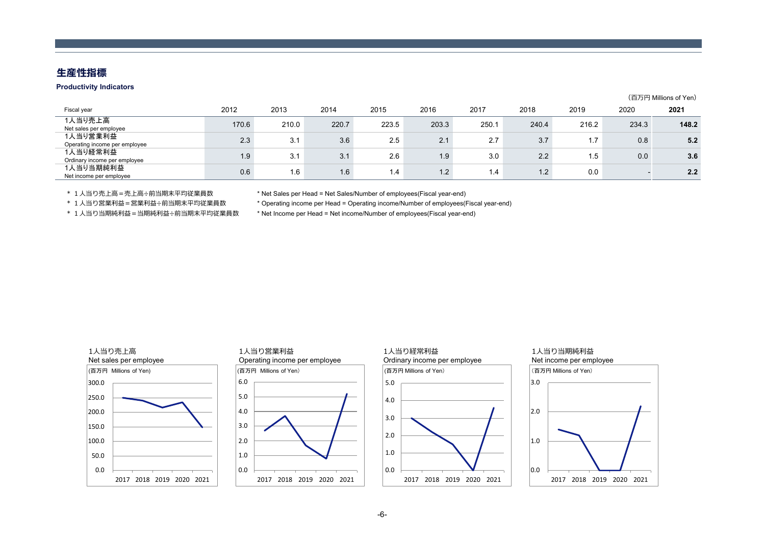## 生産性指標

**Productivity Indicators**

（百万円 Millions of Yen）

| Fiscal year | 2012 | 2013 | 2014 | 2015 | 2016 | 2017 | 2018 | 2019 | 2020 | **2021** |
|---|---|---|---|---|---|---|---|---|---|---|
| 1人当り売上高<br>Net sales per employee | 170.6 | 210.0 | 220.7 | 223.5 | 203.3 | 250.1 | 240.4 | 216.2 | 234.3 | **148.2** |
| 1人当り営業利益<br>Operating income per employee | 2.3 | 3.1 | 3.6 | 2.5 | 2.1 | 2.7 | 3.7 | 1.7 | 0.8 | **5.2** |
| 1人当り経常利益<br>Ordinary income per employee | 1.9 | 3.1 | 3.1 | 2.6 | 1.9 | 3.0 | 2.2 | 1.5 | 0.0 | **3.6** |
| 1人当り当期純利益<br>Net income per employee | 0.6 | 1.6 | 1.6 | 1.4 | 1.2 | 1.4 | 1.2 | 0.0 | - | **2.2** |

＊ 1人当り売上高＝売上高÷前当期末平均従業員数
＊ 1人当り営業利益＝営業利益÷前当期末平均従業員数
＊ 1人当り当期純利益＝当期純利益÷前当期末平均従業員数

* Net Sales per Head = Net Sales/Number of employees(Fiscal year-end)
* Operating income per Head = Operating income/Number of employees(Fiscal year-end)
* Net Income per Head = Net income/Number of employees(Fiscal year-end)

1人当り売上高
Net sales per employee
(百万円 Millions of Yen)

1人当り営業利益
Operating income per employee
(百万円 Millions of Yen)

1人当り経常利益
Ordinary income per employee
(百万円 Millions of Yen)

1人当り当期純利益
Net income per employee
(百万円 Millions of Yen)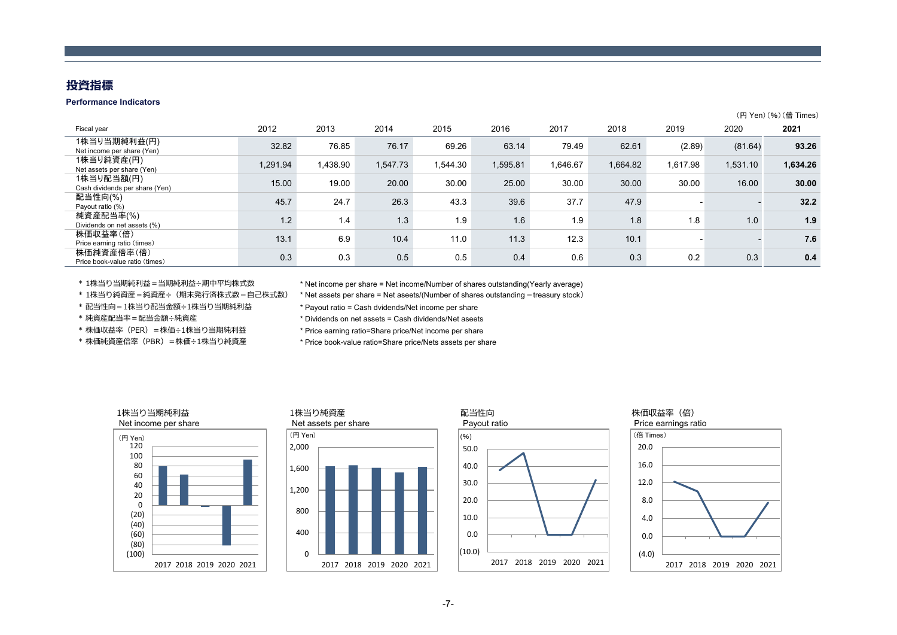## 投資指標

**Performance Indicators**

（円 Yen）(%)（倍 Times）

| Fiscal year | 2012 | 2013 | 2014 | 2015 | 2016 | 2017 | 2018 | 2019 | 2020 | **2021** |
|---|---|---|---|---|---|---|---|---|---|---|
| 1株当り当期純利益(円) Net income per share (Yen) | 32.82 | 76.85 | 76.17 | 69.26 | 63.14 | 79.49 | 62.61 | (2.89) | (81.64) | **93.26** |
| 1株当り純資産(円) Net assets per share (Yen) | 1,291.94 | 1,438.90 | 1,547.73 | 1,544.30 | 1,595.81 | 1,646.67 | 1,664.82 | 1,617.98 | 1,531.10 | **1,634.26** |
| 1株当り配当額(円) Cash dividends per share (Yen) | 15.00 | 19.00 | 20.00 | 30.00 | 25.00 | 30.00 | 30.00 | 30.00 | 16.00 | **30.00** |
| 配当性向(%) Payout ratio (%) | 45.7 | 24.7 | 26.3 | 43.3 | 39.6 | 37.7 | 47.9 | - | - | **32.2** |
| 純資産配当率(%) Dividends on net assets (%) | 1.2 | 1.4 | 1.3 | 1.9 | 1.6 | 1.9 | 1.8 | 1.8 | 1.0 | **1.9** |
| 株価収益率（倍） Price earning ratio (times) | 13.1 | 6.9 | 10.4 | 11.0 | 11.3 | 12.3 | 10.1 | - | - | **7.6** |
| 株価純資産倍率（倍） Price book-value ratio (times) | 0.3 | 0.3 | 0.5 | 0.5 | 0.4 | 0.6 | 0.3 | 0.2 | 0.3 | **0.4** |

* 1株当り当期純利益＝当期純利益÷期中平均株式数
* 1株当り純資産＝純資産÷（期末発行済株式数－自己株式数）
* 配当性向＝1株当り配当金額÷1株当り当期純利益
* 純資産配当率＝配当金額÷純資産
* 株価収益率（PER）＝株価÷1株当り当期純利益
* 株価純資産倍率（PBR）＝株価÷1株当り純資産

* Net income per share = Net income/Number of shares outstanding(Yearly average)
* Net assets per share = Net aseets/(Number of shares outstanding－treasury stock)
* Payout ratio = Cash dvidends/Net income per share
* Dividends on net assets = Cash dividends/Net aseets
* Price earning ratio=Share price/Net income per share
* Price book-value ratio=Share price/Nets assets per share

1株当り当期純利益
Net income per share

1株当り純資産
Net assets per share

配当性向
Payout ratio

株価収益率（倍）
Price earnings ratio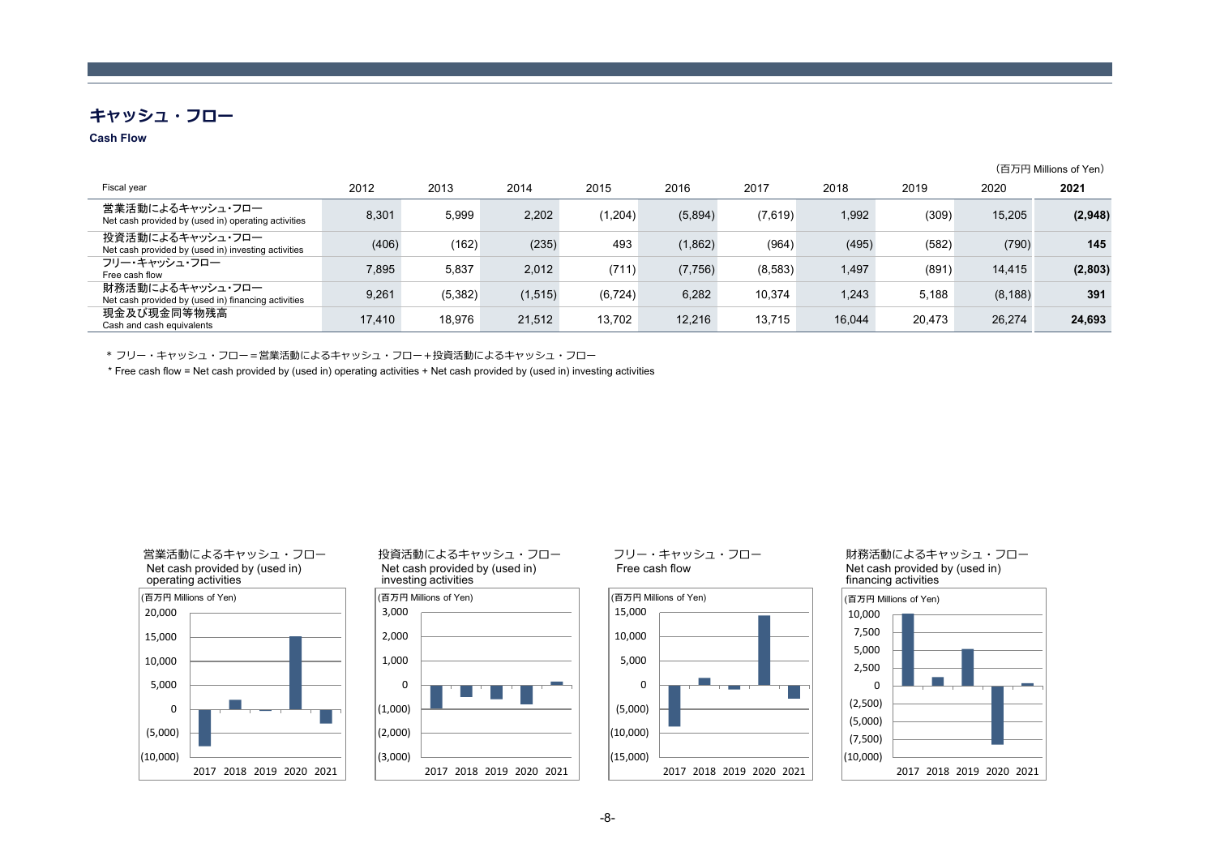## キャッシュ・フロー

**Cash Flow**

（百万円 Millions of Yen）

| Fiscal year | 2012 | 2013 | 2014 | 2015 | 2016 | 2017 | 2018 | 2019 | 2020 | **2021** |
|---|---|---|---|---|---|---|---|---|---|---|
| 営業活動によるキャッシュ･フロー<br>Net cash provided by (used in) operating activities | 8,301 | 5,999 | 2,202 | (1,204) | (5,894) | (7,619) | 1,992 | (309) | 15,205 | **(2,948)** |
| 投資活動によるキャッシュ･フロー<br>Net cash provided by (used in) investing activities | (406) | (162) | (235) | 493 | (1,862) | (964) | (495) | (582) | (790) | **145** |
| フリー･キャッシュ･フロー<br>Free cash flow | 7,895 | 5,837 | 2,012 | (711) | (7,756) | (8,583) | 1,497 | (891) | 14,415 | **(2,803)** |
| 財務活動によるキャッシュ･フロー<br>Net cash provided by (used in) financing activities | 9,261 | (5,382) | (1,515) | (6,724) | 6,282 | 10,374 | 1,243 | 5,188 | (8,188) | **391** |
| 現金及び現金同等物残高<br>Cash and cash equivalents | 17,410 | 18,976 | 21,512 | 13,702 | 12,216 | 13,715 | 16,044 | 20,473 | 26,274 | **24,693** |

＊ フリー・キャッシュ・フロー＝営業活動によるキャッシュ・フロー＋投資活動によるキャッシュ・フロー

＊ Free cash flow = Net cash provided by (used in) operating activities + Net cash provided by (used in) investing activities

営業活動によるキャッシュ・フロー
Net cash provided by (used in) operating activities
(百万円 Millions of Yen)

投資活動によるキャッシュ・フロー
Net cash provided by (used in) investing activities
(百万円 Millions of Yen)

フリー・キャッシュ・フロー
Free cash flow
(百万円 Millions of Yen)

財務活動によるキャッシュ・フロー
Net cash provided by (used in) financing activities
(百万円 Millions of Yen)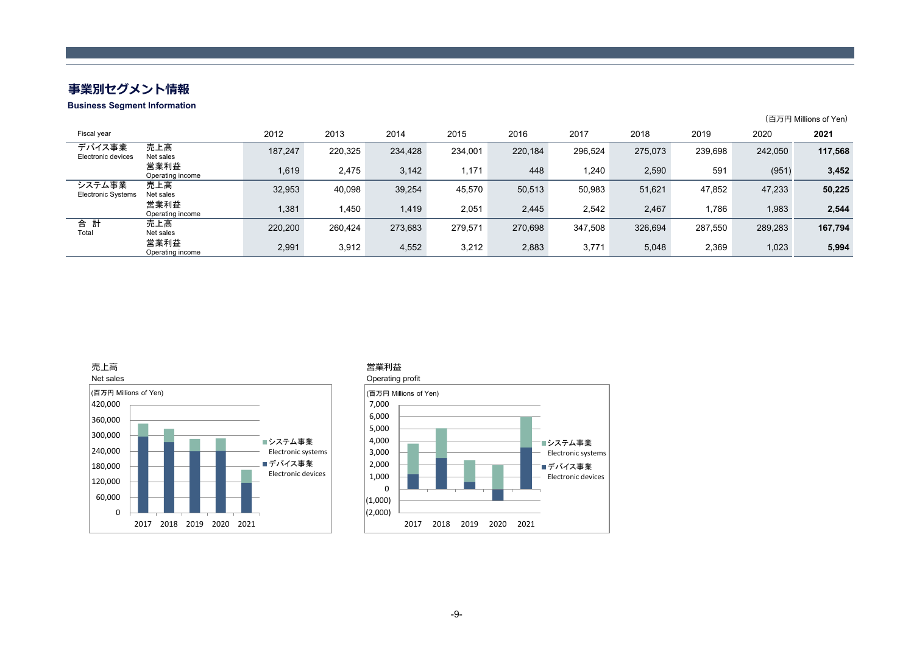# 事業別セグメント情報

**Business Segment Information**

（百万円 Millions of Yen）

| Fiscal year | | 2012 | 2013 | 2014 | 2015 | 2016 | 2017 | 2018 | 2019 | 2020 | **2021** |
|---|---|---|---|---|---|---|---|---|---|---|---|
| デバイス事業 Electronic devices | 売上高 Net sales | 187,247 | 220,325 | 234,428 | 234,001 | 220,184 | 296,524 | 275,073 | 239,698 | 242,050 | **117,568** |
| | 営業利益 Operating income | 1,619 | 2,475 | 3,142 | 1,171 | 448 | 1,240 | 2,590 | 591 | (951) | **3,452** |
| システム事業 Electronic Systems | 売上高 Net sales | 32,953 | 40,098 | 39,254 | 45,570 | 50,513 | 50,983 | 51,621 | 47,852 | 47,233 | **50,225** |
| | 営業利益 Operating income | 1,381 | 1,450 | 1,419 | 2,051 | 2,445 | 2,542 | 2,467 | 1,786 | 1,983 | **2,544** |
| 合　計 Total | 売上高 Net sales | 220,200 | 260,424 | 273,683 | 279,571 | 270,698 | 347,508 | 326,694 | 287,550 | 289,283 | **167,794** |
| | 営業利益 Operating income | 2,991 | 3,912 | 4,552 | 3,212 | 2,883 | 3,771 | 5,048 | 2,369 | 1,023 | **5,994** |

売上高
Net sales

営業利益
Operating profit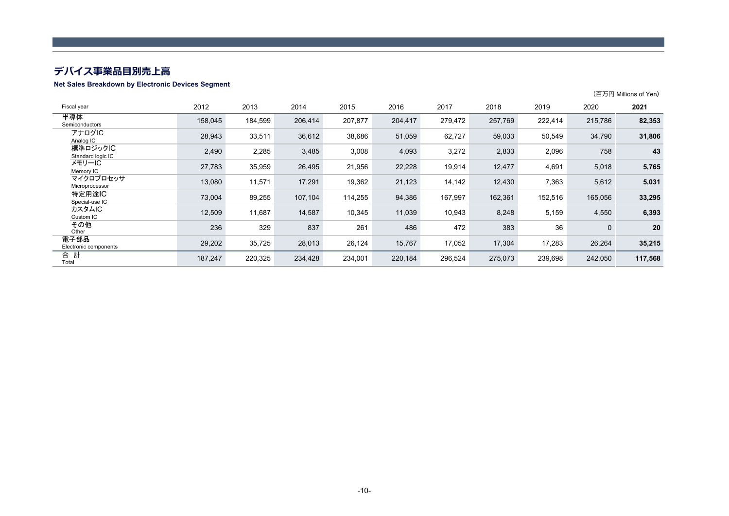## デバイス事業品目別売上高

**Net Sales Breakdown by Electronic Devices Segment**

（百万円 Millions of Yen）

| Fiscal year | 2012 | 2013 | 2014 | 2015 | 2016 | 2017 | 2018 | 2019 | 2020 | **2021** |
|---|---|---|---|---|---|---|---|---|---|---|
| 半導体 Semiconductors | 158,045 | 184,599 | 206,414 | 207,877 | 204,417 | 279,472 | 257,769 | 222,414 | 215,786 | **82,353** |
| アナログIC Analog IC | 28,943 | 33,511 | 36,612 | 38,686 | 51,059 | 62,727 | 59,033 | 50,549 | 34,790 | **31,806** |
| 標準ロジックIC Standard logic IC | 2,490 | 2,285 | 3,485 | 3,008 | 4,093 | 3,272 | 2,833 | 2,096 | 758 | **43** |
| メモリーIC Memory IC | 27,783 | 35,959 | 26,495 | 21,956 | 22,228 | 19,914 | 12,477 | 4,691 | 5,018 | **5,765** |
| マイクロプロセッサ Microprocessor | 13,080 | 11,571 | 17,291 | 19,362 | 21,123 | 14,142 | 12,430 | 7,363 | 5,612 | **5,031** |
| 特定用途IC Special-use IC | 73,004 | 89,255 | 107,104 | 114,255 | 94,386 | 167,997 | 162,361 | 152,516 | 165,056 | **33,295** |
| カスタムIC Custom IC | 12,509 | 11,687 | 14,587 | 10,345 | 11,039 | 10,943 | 8,248 | 5,159 | 4,550 | **6,393** |
| その他 Other | 236 | 329 | 837 | 261 | 486 | 472 | 383 | 36 | 0 | **20** |
| 電子部品 Electronic components | 29,202 | 35,725 | 28,013 | 26,124 | 15,767 | 17,052 | 17,304 | 17,283 | 26,264 | **35,215** |
| 合　計 Total | 187,247 | 220,325 | 234,428 | 234,001 | 220,184 | 296,524 | 275,073 | 239,698 | 242,050 | **117,568** |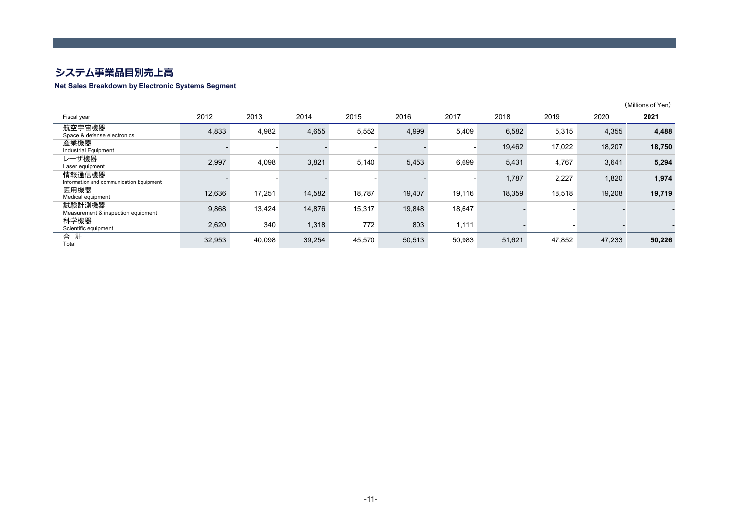## システム事業品目別売上高

**Net Sales Breakdown by Electronic Systems Segment**

(Millions of Yen)

| Fiscal year | 2012 | 2013 | 2014 | 2015 | 2016 | 2017 | 2018 | 2019 | 2020 | **2021** |
|---|---|---|---|---|---|---|---|---|---|---|
| 航空宇宙機器<br>Space & defense electronics | 4,833 | 4,982 | 4,655 | 5,552 | 4,999 | 5,409 | 6,582 | 5,315 | 4,355 | **4,488** |
| 産業機器<br>Industrial Equipment | - | - | - | - | - | - | 19,462 | 17,022 | 18,207 | **18,750** |
| レーザ機器<br>Laser equipment | 2,997 | 4,098 | 3,821 | 5,140 | 5,453 | 6,699 | 5,431 | 4,767 | 3,641 | **5,294** |
| 情報通信機器<br>Information and communication Equipment | - | - | - | - | - | - | 1,787 | 2,227 | 1,820 | **1,974** |
| 医用機器<br>Medical equipment | 12,636 | 17,251 | 14,582 | 18,787 | 19,407 | 19,116 | 18,359 | 18,518 | 19,208 | **19,719** |
| 試験計測機器<br>Measurement & inspection equipment | 9,868 | 13,424 | 14,876 | 15,317 | 19,848 | 18,647 | - | - | - | **-** |
| 科学機器<br>Scientific equipment | 2,620 | 340 | 1,318 | 772 | 803 | 1,111 | - | - | - | **-** |
| 合 計<br>Total | 32,953 | 40,098 | 39,254 | 45,570 | 50,513 | 50,983 | 51,621 | 47,852 | 47,233 | **50,226** |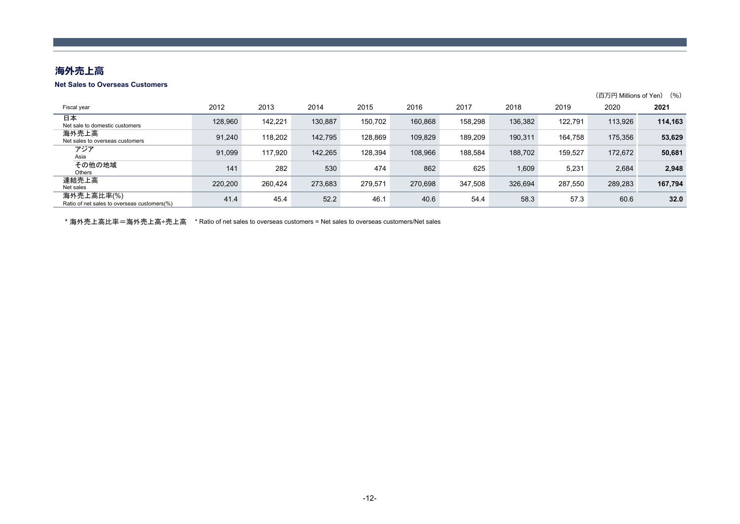# 海外売上高

**Net Sales to Overseas Customers**

（百万円 Millions of Yen）（%）

| Fiscal year | 2012 | 2013 | 2014 | 2015 | 2016 | 2017 | 2018 | 2019 | 2020 | **2021** |
|---|---|---|---|---|---|---|---|---|---|---|
| 日本<br>Net sale to domestic customers | 128,960 | 142,221 | 130,887 | 150,702 | 160,868 | 158,298 | 136,382 | 122,791 | 113,926 | **114,163** |
| 海外売上高<br>Net sales to overseas customers | 91,240 | 118,202 | 142,795 | 128,869 | 109,829 | 189,209 | 190,311 | 164,758 | 175,356 | **53,629** |
| アジア<br>Asia | 91,099 | 117,920 | 142,265 | 128,394 | 108,966 | 188,584 | 188,702 | 159,527 | 172,672 | **50,681** |
| その他の地域<br>Others | 141 | 282 | 530 | 474 | 862 | 625 | 1,609 | 5,231 | 2,684 | **2,948** |
| 連結売上高<br>Net sales | 220,200 | 260,424 | 273,683 | 279,571 | 270,698 | 347,508 | 326,694 | 287,550 | 289,283 | **167,794** |
| 海外売上高比率(%)<br>Ratio of net sales to overseas customers(%) | 41.4 | 45.4 | 52.2 | 46.1 | 40.6 | 54.4 | 58.3 | 57.3 | 60.6 | **32.0** |

* 海外売上高比率＝海外売上高÷売上高　* Ratio of net sales to overseas customers = Net sales to overseas customers/Net sales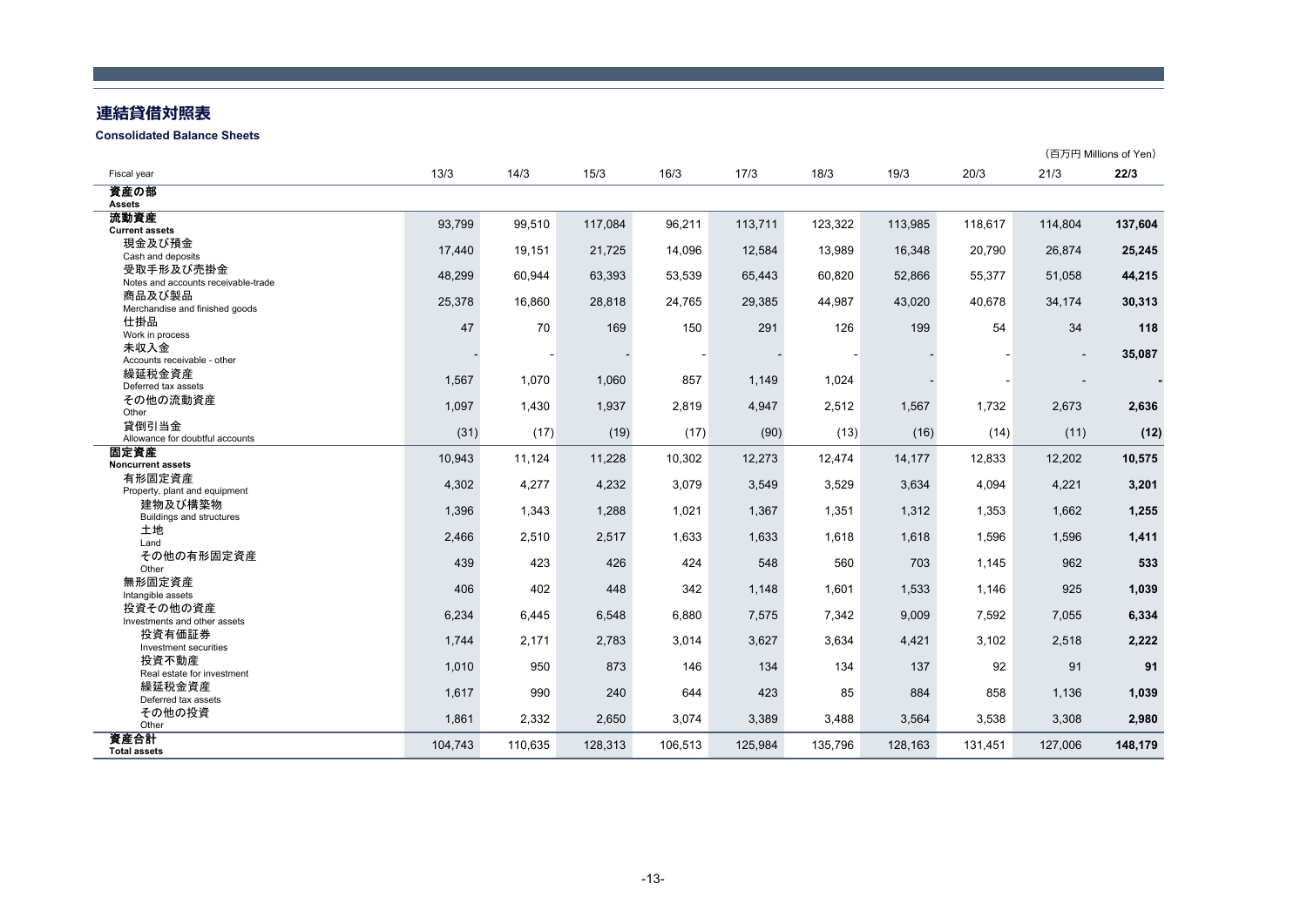# 連結貸借対照表

**Consolidated Balance Sheets**

（百万円 Millions of Yen）

| Fiscal year | 13/3 | 14/3 | 15/3 | 16/3 | 17/3 | 18/3 | 19/3 | 20/3 | 21/3 | **22/3** |
|---|---|---|---|---|---|---|---|---|---|---|
| **資産の部**<br>**Assets** | | | | | | | | | | |
| **流動資産**<br>**Current assets** | 93,799 | 99,510 | 117,084 | 96,211 | 113,711 | 123,322 | 113,985 | 118,617 | 114,804 | **137,604** |
| 現金及び預金<br>Cash and deposits | 17,440 | 19,151 | 21,725 | 14,096 | 12,584 | 13,989 | 16,348 | 20,790 | 26,874 | **25,245** |
| 受取手形及び売掛金<br>Notes and accounts receivable-trade | 48,299 | 60,944 | 63,393 | 53,539 | 65,443 | 60,820 | 52,866 | 55,377 | 51,058 | **44,215** |
| 商品及び製品<br>Merchandise and finished goods | 25,378 | 16,860 | 28,818 | 24,765 | 29,385 | 44,987 | 43,020 | 40,678 | 34,174 | **30,313** |
| 仕掛品<br>Work in process | 47 | 70 | 169 | 150 | 291 | 126 | 199 | 54 | 34 | **118** |
| 未収入金<br>Accounts receivable - other | - | - | - | - | - | - | - | - | - | **35,087** |
| 繰延税金資産<br>Deferred tax assets | 1,567 | 1,070 | 1,060 | 857 | 1,149 | 1,024 | - | - | - | **-** |
| その他の流動資産<br>Other | 1,097 | 1,430 | 1,937 | 2,819 | 4,947 | 2,512 | 1,567 | 1,732 | 2,673 | **2,636** |
| 貸倒引当金<br>Allowance for doubtful accounts | (31) | (17) | (19) | (17) | (90) | (13) | (16) | (14) | (11) | **(12)** |
| **固定資産**<br>**Noncurrent assets** | 10,943 | 11,124 | 11,228 | 10,302 | 12,273 | 12,474 | 14,177 | 12,833 | 12,202 | **10,575** |
| 有形固定資産<br>Property, plant and equipment | 4,302 | 4,277 | 4,232 | 3,079 | 3,549 | 3,529 | 3,634 | 4,094 | 4,221 | **3,201** |
| 建物及び構築物<br>Buildings and structures | 1,396 | 1,343 | 1,288 | 1,021 | 1,367 | 1,351 | 1,312 | 1,353 | 1,662 | **1,255** |
| 土地<br>Land | 2,466 | 2,510 | 2,517 | 1,633 | 1,633 | 1,618 | 1,618 | 1,596 | 1,596 | **1,411** |
| その他の有形固定資産<br>Other | 439 | 423 | 426 | 424 | 548 | 560 | 703 | 1,145 | 962 | **533** |
| 無形固定資産<br>Intangible assets | 406 | 402 | 448 | 342 | 1,148 | 1,601 | 1,533 | 1,146 | 925 | **1,039** |
| 投資その他の資産<br>Investments and other assets | 6,234 | 6,445 | 6,548 | 6,880 | 7,575 | 7,342 | 9,009 | 7,592 | 7,055 | **6,334** |
| 投資有価証券<br>Investment securities | 1,744 | 2,171 | 2,783 | 3,014 | 3,627 | 3,634 | 4,421 | 3,102 | 2,518 | **2,222** |
| 投資不動産<br>Real estate for investment | 1,010 | 950 | 873 | 146 | 134 | 134 | 137 | 92 | 91 | **91** |
| 繰延税金資産<br>Deferred tax assets | 1,617 | 990 | 240 | 644 | 423 | 85 | 884 | 858 | 1,136 | **1,039** |
| その他の投資<br>Other | 1,861 | 2,332 | 2,650 | 3,074 | 3,389 | 3,488 | 3,564 | 3,538 | 3,308 | **2,980** |
| **資産合計**<br>**Total assets** | 104,743 | 110,635 | 128,313 | 106,513 | 125,984 | 135,796 | 128,163 | 131,451 | 127,006 | **148,179** |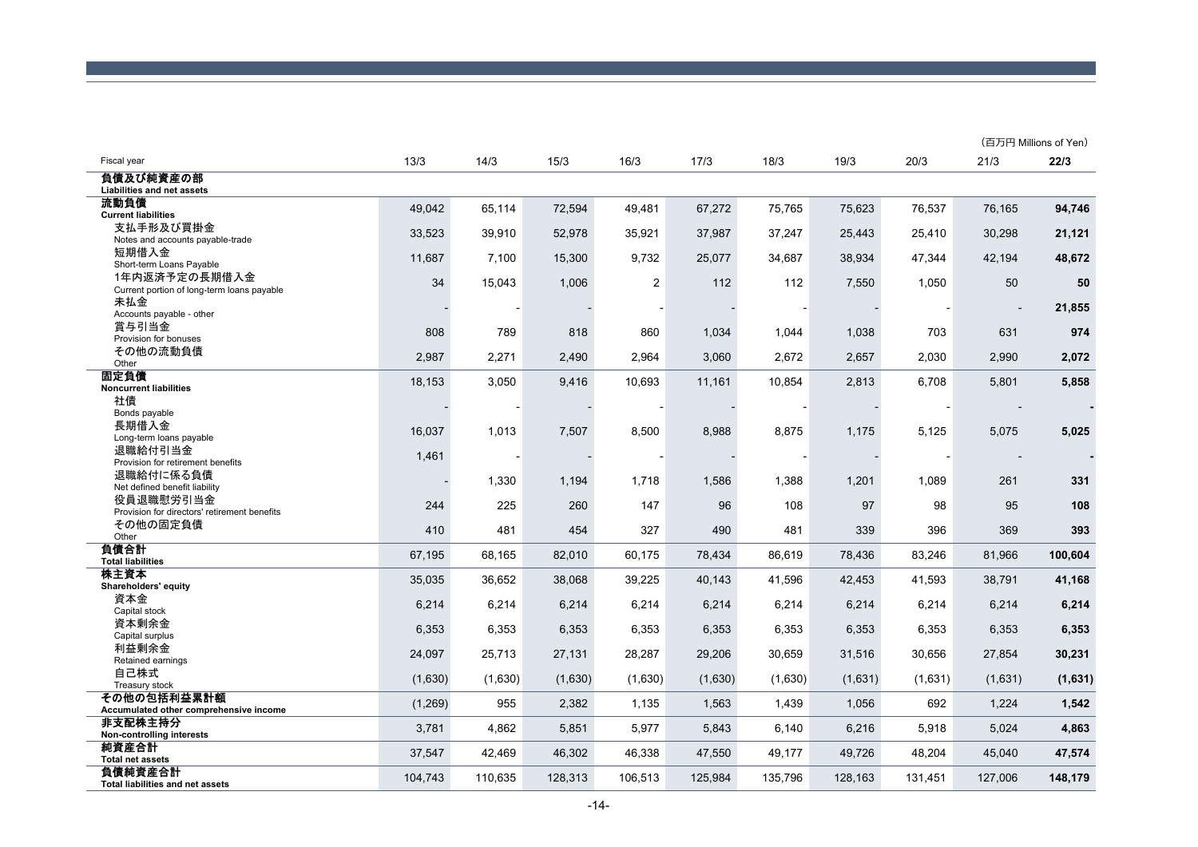(百万円 Millions of Yen)

| Fiscal year | 13/3 | 14/3 | 15/3 | 16/3 | 17/3 | 18/3 | 19/3 | 20/3 | 21/3 | 22/3 |
|---|---|---|---|---|---|---|---|---|---|---|
| **負債及び純資産の部**<br>**Liabilities and net assets** | | | | | | | | | | |
| **流動負債**<br>**Current liabilities** | 49,042 | 65,114 | 72,594 | 49,481 | 67,272 | 75,765 | 75,623 | 76,537 | 76,165 | **94,746** |
| 支払手形及び買掛金<br>Notes and accounts payable-trade | 33,523 | 39,910 | 52,978 | 35,921 | 37,987 | 37,247 | 25,443 | 25,410 | 30,298 | **21,121** |
| 短期借入金<br>Short-term Loans Payable | 11,687 | 7,100 | 15,300 | 9,732 | 25,077 | 34,687 | 38,934 | 47,344 | 42,194 | **48,672** |
| 1年内返済予定の長期借入金<br>Current portion of long-term loans payable | 34 | 15,043 | 1,006 | 2 | 112 | 112 | 7,550 | 1,050 | 50 | **50** |
| 未払金<br>Accounts payable - other | - | - | - | - | - | - | - | - | - | **21,855** |
| 賞与引当金<br>Provision for bonuses | 808 | 789 | 818 | 860 | 1,034 | 1,044 | 1,038 | 703 | 631 | **974** |
| その他の流動負債<br>Other | 2,987 | 2,271 | 2,490 | 2,964 | 3,060 | 2,672 | 2,657 | 2,030 | 2,990 | **2,072** |
| **固定負債**<br>**Noncurrent liabilities** | 18,153 | 3,050 | 9,416 | 10,693 | 11,161 | 10,854 | 2,813 | 6,708 | 5,801 | **5,858** |
| 社債<br>Bonds payable | - | - | - | - | - | - | - | - | - | **-** |
| 長期借入金<br>Long-term loans payable | 16,037 | 1,013 | 7,507 | 8,500 | 8,988 | 8,875 | 1,175 | 5,125 | 5,075 | **5,025** |
| 退職給付引当金<br>Provision for retirement benefits | 1,461 | - | - | - | - | - | - | - | - | **-** |
| 退職給付に係る負債<br>Net defined benefit liability | - | 1,330 | 1,194 | 1,718 | 1,586 | 1,388 | 1,201 | 1,089 | 261 | **331** |
| 役員退職慰労引当金<br>Provision for directors' retirement benefits | 244 | 225 | 260 | 147 | 96 | 108 | 97 | 98 | 95 | **108** |
| その他の固定負債<br>Other | 410 | 481 | 454 | 327 | 490 | 481 | 339 | 396 | 369 | **393** |
| **負債合計**<br>**Total liabilities** | 67,195 | 68,165 | 82,010 | 60,175 | 78,434 | 86,619 | 78,436 | 83,246 | 81,966 | **100,604** |
| **株主資本**<br>**Shareholders' equity** | 35,035 | 36,652 | 38,068 | 39,225 | 40,143 | 41,596 | 42,453 | 41,593 | 38,791 | **41,168** |
| 資本金<br>Capital stock | 6,214 | 6,214 | 6,214 | 6,214 | 6,214 | 6,214 | 6,214 | 6,214 | 6,214 | **6,214** |
| 資本剰余金<br>Capital surplus | 6,353 | 6,353 | 6,353 | 6,353 | 6,353 | 6,353 | 6,353 | 6,353 | 6,353 | **6,353** |
| 利益剰余金<br>Retained earnings | 24,097 | 25,713 | 27,131 | 28,287 | 29,206 | 30,659 | 31,516 | 30,656 | 27,854 | **30,231** |
| 自己株式<br>Treasury stock | (1,630) | (1,630) | (1,630) | (1,630) | (1,630) | (1,630) | (1,631) | (1,631) | (1,631) | **(1,631)** |
| **その他の包括利益累計額**<br>**Accumulated other comprehensive income** | (1,269) | 955 | 2,382 | 1,135 | 1,563 | 1,439 | 1,056 | 692 | 1,224 | **1,542** |
| **非支配株主持分**<br>**Non-controlling interests** | 3,781 | 4,862 | 5,851 | 5,977 | 5,843 | 6,140 | 6,216 | 5,918 | 5,024 | **4,863** |
| **純資産合計**<br>**Total net assets** | 37,547 | 42,469 | 46,302 | 46,338 | 47,550 | 49,177 | 49,726 | 48,204 | 45,040 | **47,574** |
| **負債純資産合計**<br>**Total liabilities and net assets** | 104,743 | 110,635 | 128,313 | 106,513 | 125,984 | 135,796 | 128,163 | 131,451 | 127,006 | **148,179** |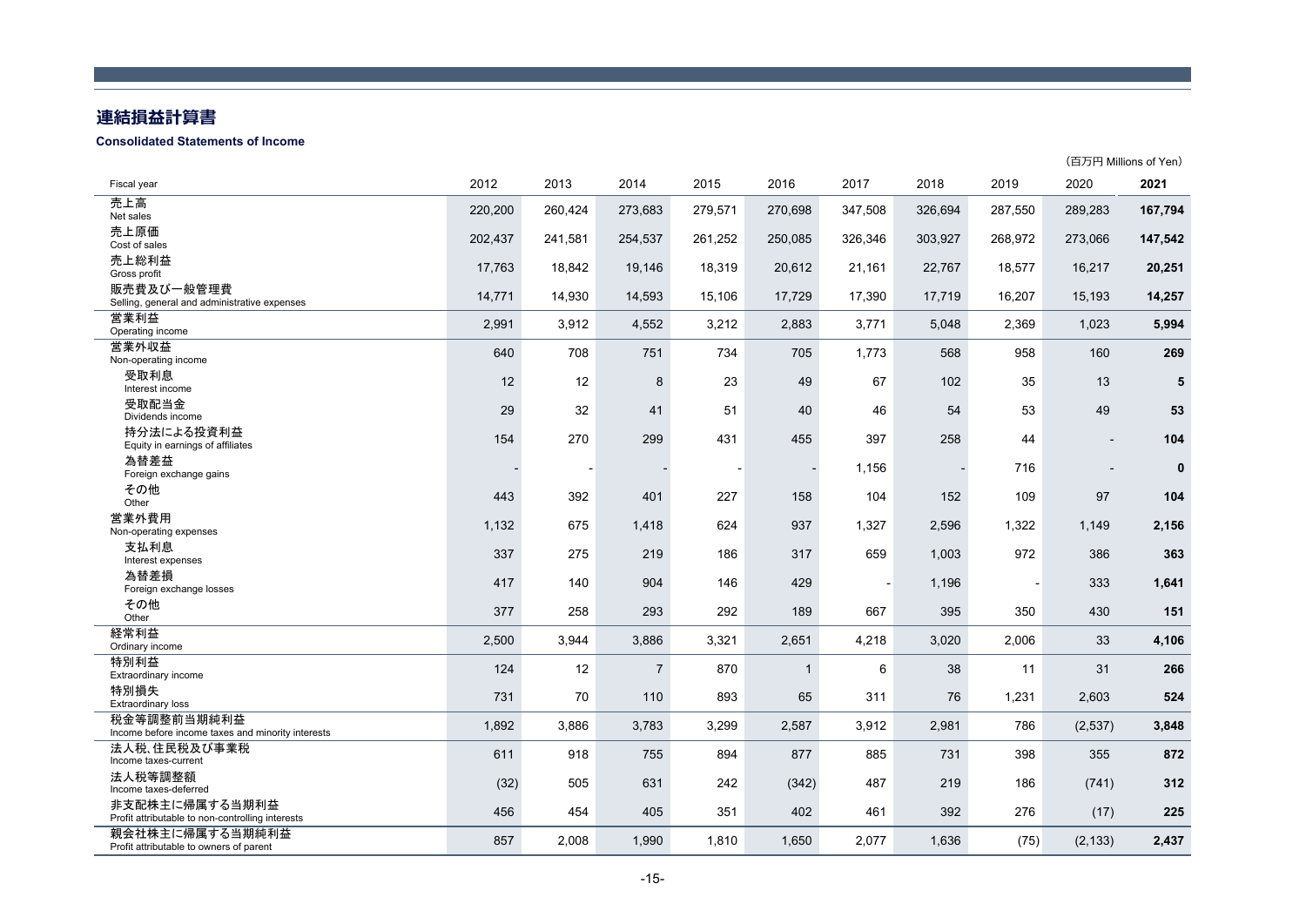# 連結損益計算書

**Consolidated Statements of Income**

（百万円 Millions of Yen）

| Fiscal year | 2012 | 2013 | 2014 | 2015 | 2016 | 2017 | 2018 | 2019 | 2020 | **2021** |
|---|---|---|---|---|---|---|---|---|---|---|
| 売上高<br>Net sales | 220,200 | 260,424 | 273,683 | 279,571 | 270,698 | 347,508 | 326,694 | 287,550 | 289,283 | **167,794** |
| 売上原価<br>Cost of sales | 202,437 | 241,581 | 254,537 | 261,252 | 250,085 | 326,346 | 303,927 | 268,972 | 273,066 | **147,542** |
| 売上総利益<br>Gross profit | 17,763 | 18,842 | 19,146 | 18,319 | 20,612 | 21,161 | 22,767 | 18,577 | 16,217 | **20,251** |
| 販売費及び一般管理費<br>Selling, general and administrative expenses | 14,771 | 14,930 | 14,593 | 15,106 | 17,729 | 17,390 | 17,719 | 16,207 | 15,193 | **14,257** |
| 営業利益<br>Operating income | 2,991 | 3,912 | 4,552 | 3,212 | 2,883 | 3,771 | 5,048 | 2,369 | 1,023 | **5,994** |
| 営業外収益<br>Non-operating income | 640 | 708 | 751 | 734 | 705 | 1,773 | 568 | 958 | 160 | **269** |
| 受取利息<br>Interest income | 12 | 12 | 8 | 23 | 49 | 67 | 102 | 35 | 13 | **5** |
| 受取配当金<br>Dividends income | 29 | 32 | 41 | 51 | 40 | 46 | 54 | 53 | 49 | **53** |
| 持分法による投資利益<br>Equity in earnings of affiliates | 154 | 270 | 299 | 431 | 455 | 397 | 258 | 44 | - | **104** |
| 為替差益<br>Foreign exchange gains | - | - | - | - | - | 1,156 | - | 716 | - | **0** |
| その他<br>Other | 443 | 392 | 401 | 227 | 158 | 104 | 152 | 109 | 97 | **104** |
| 営業外費用<br>Non-operating expenses | 1,132 | 675 | 1,418 | 624 | 937 | 1,327 | 2,596 | 1,322 | 1,149 | **2,156** |
| 支払利息<br>Interest expenses | 337 | 275 | 219 | 186 | 317 | 659 | 1,003 | 972 | 386 | **363** |
| 為替差損<br>Foreign exchange losses | 417 | 140 | 904 | 146 | 429 | - | 1,196 | - | 333 | **1,641** |
| その他<br>Other | 377 | 258 | 293 | 292 | 189 | 667 | 395 | 350 | 430 | **151** |
| 経常利益<br>Ordinary income | 2,500 | 3,944 | 3,886 | 3,321 | 2,651 | 4,218 | 3,020 | 2,006 | 33 | **4,106** |
| 特別利益<br>Extraordinary income | 124 | 12 | 7 | 870 | 1 | 6 | 38 | 11 | 31 | **266** |
| 特別損失<br>Extraordinary loss | 731 | 70 | 110 | 893 | 65 | 311 | 76 | 1,231 | 2,603 | **524** |
| 税金等調整前当期純利益<br>Income before income taxes and minority interests | 1,892 | 3,886 | 3,783 | 3,299 | 2,587 | 3,912 | 2,981 | 786 | (2,537) | **3,848** |
| 法人税､住民税及び事業税<br>Income taxes-current | 611 | 918 | 755 | 894 | 877 | 885 | 731 | 398 | 355 | **872** |
| 法人税等調整額<br>Income taxes-deferred | (32) | 505 | 631 | 242 | (342) | 487 | 219 | 186 | (741) | **312** |
| 非支配株主に帰属する当期純利益<br>Profit attributable to non-controlling interests | 456 | 454 | 405 | 351 | 402 | 461 | 392 | 276 | (17) | **225** |
| 親会社株主に帰属する当期純利益<br>Profit attributable to owners of parent | 857 | 2,008 | 1,990 | 1,810 | 1,650 | 2,077 | 1,636 | (75) | (2,133) | **2,437** |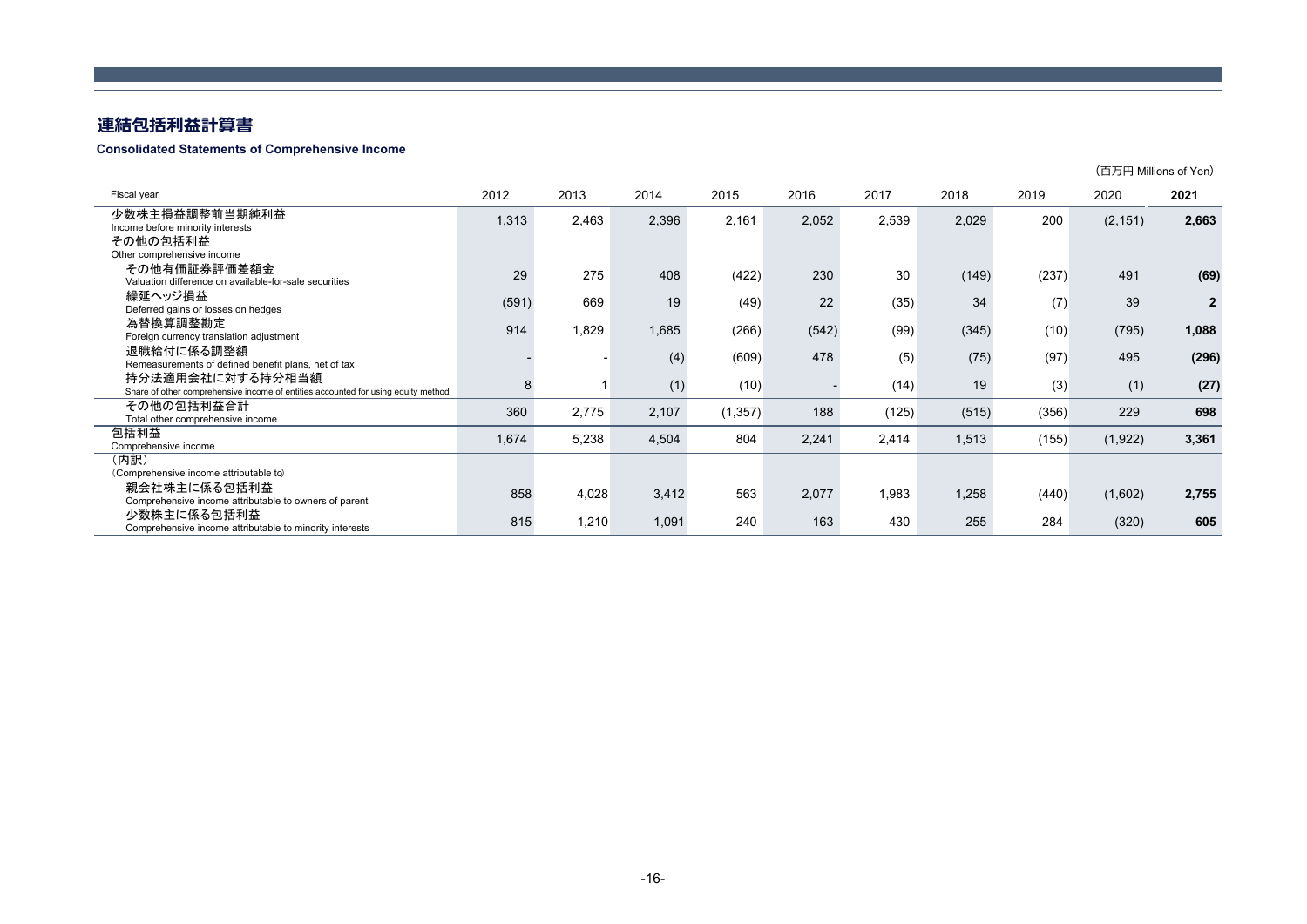# 連結包括利益計算書

**Consolidated Statements of Comprehensive Income**

（百万円 Millions of Yen）

| Fiscal year | 2012 | 2013 | 2014 | 2015 | 2016 | 2017 | 2018 | 2019 | 2020 | **2021** |
|---|---|---|---|---|---|---|---|---|---|---|
| 少数株主損益調整前当期純利益<br>Income before minority interests | 1,313 | 2,463 | 2,396 | 2,161 | 2,052 | 2,539 | 2,029 | 200 | (2,151) | **2,663** |
| その他の包括利益<br>Other comprehensive income | | | | | | | | | | |
| その他有価証券評価差額金<br>Valuation difference on available-for-sale securities | 29 | 275 | 408 | (422) | 230 | 30 | (149) | (237) | 491 | **(69)** |
| 繰延ヘッジ損益<br>Deferred gains or losses on hedges | (591) | 669 | 19 | (49) | 22 | (35) | 34 | (7) | 39 | **2** |
| 為替換算調整勘定<br>Foreign currency translation adjustment | 914 | 1,829 | 1,685 | (266) | (542) | (99) | (345) | (10) | (795) | **1,088** |
| 退職給付に係る調整額<br>Remeasurements of defined benefit plans, net of tax | - | - | (4) | (609) | 478 | (5) | (75) | (97) | 495 | **(296)** |
| 持分法適用会社に対する持分相当額<br>Share of other comprehensive income of entities accounted for using equity method | 8 | 1 | (1) | (10) | - | (14) | 19 | (3) | (1) | **(27)** |
| その他の包括利益合計<br>Total other comprehensive income | 360 | 2,775 | 2,107 | (1,357) | 188 | (125) | (515) | (356) | 229 | **698** |
| 包括利益<br>Comprehensive income | 1,674 | 5,238 | 4,504 | 804 | 2,241 | 2,414 | 1,513 | (155) | (1,922) | **3,361** |
| （内訳）<br>（Comprehensive income attributable to） | | | | | | | | | | |
| 親会社株主に係る包括利益<br>Comprehensive income attributable to owners of parent | 858 | 4,028 | 3,412 | 563 | 2,077 | 1,983 | 1,258 | (440) | (1,602) | **2,755** |
| 少数株主に係る包括利益<br>Comprehensive income attributable to minority interests | 815 | 1,210 | 1,091 | 240 | 163 | 430 | 255 | 284 | (320) | **605** |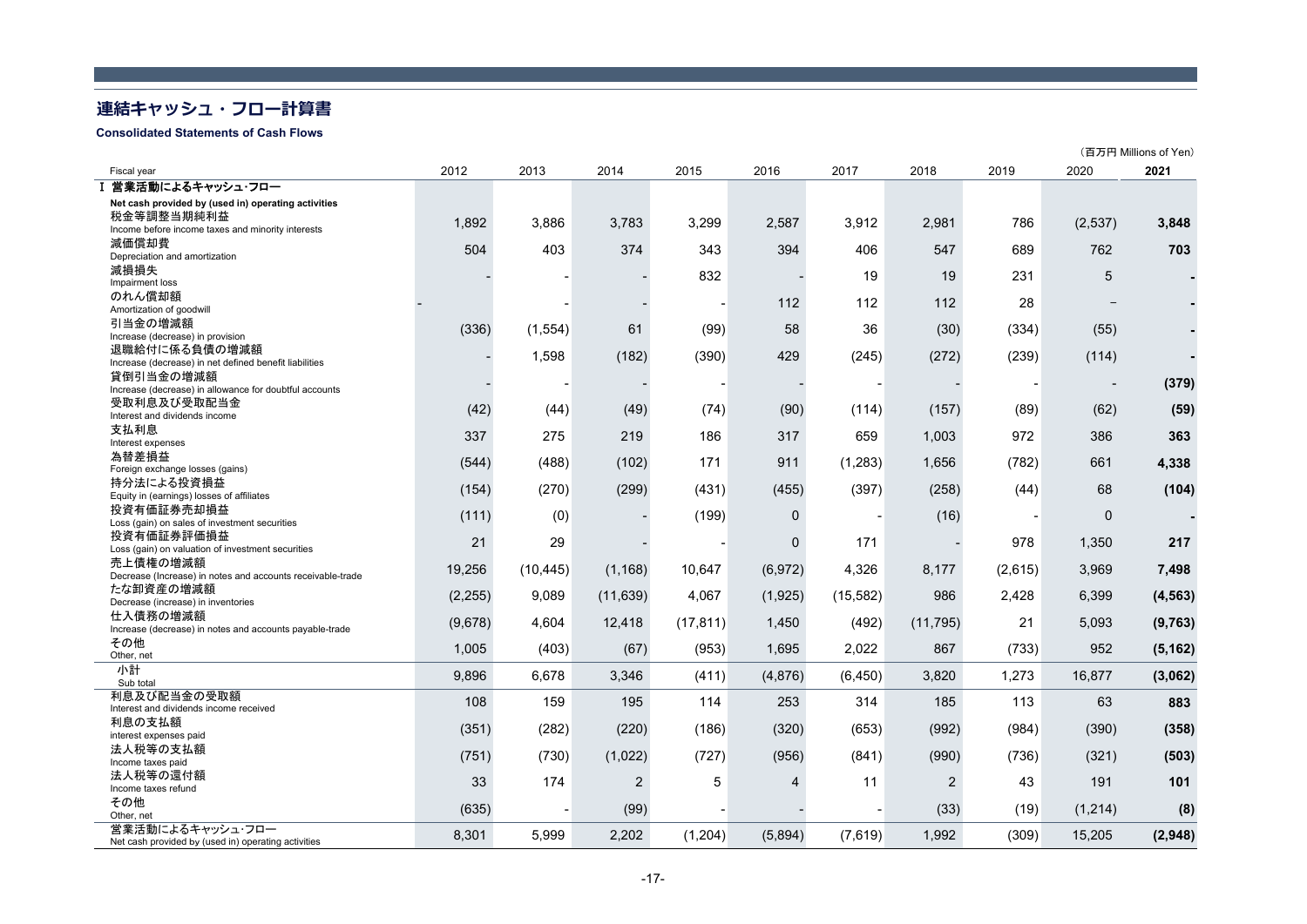# 連結キャッシュ・フロー計算書

**Consolidated Statements of Cash Flows**

（百万円 Millions of Yen）

| Fiscal year | 2012 | 2013 | 2014 | 2015 | 2016 | 2017 | 2018 | 2019 | 2020 | **2021** |
|---|---|---|---|---|---|---|---|---|---|---|
| Ⅰ 営業活動によるキャッシュ･フロー<br>Net cash provided by (used in) operating activities | | | | | | | | | | |
| 税金等調整当期純利益<br>Income before income taxes and minority interests | 1,892 | 3,886 | 3,783 | 3,299 | 2,587 | 3,912 | 2,981 | 786 | (2,537) | **3,848** |
| 減価償却費<br>Depreciation and amortization | 504 | 403 | 374 | 343 | 394 | 406 | 547 | 689 | 762 | **703** |
| 減損損失<br>Impairment loss | - | - | - | 832 | - | 19 | 19 | 231 | 5 | **-** |
| のれん償却額<br>Amortization of goodwill | - | - | - | - | 112 | 112 | 112 | 28 | – | **-** |
| 引当金の増減額<br>Increase (decrease) in provision | (336) | (1,554) | 61 | (99) | 58 | 36 | (30) | (334) | (55) | **-** |
| 退職給付に係る負債の増減額<br>Increase (decrease) in net defined benefit liabilities | - | 1,598 | (182) | (390) | 429 | (245) | (272) | (239) | (114) | **-** |
| 貸倒引当金の増減額<br>Increase (decrease) in allowance for doubtful accounts | - | - | - | - | - | - | - | - | - | **(379)** |
| 受取利息及び受取配当金<br>Interest and dividends income | (42) | (44) | (49) | (74) | (90) | (114) | (157) | (89) | (62) | **(59)** |
| 支払利息<br>Interest expenses | 337 | 275 | 219 | 186 | 317 | 659 | 1,003 | 972 | 386 | **363** |
| 為替差損益<br>Foreign exchange losses (gains) | (544) | (488) | (102) | 171 | 911 | (1,283) | 1,656 | (782) | 661 | **4,338** |
| 持分法による投資損益<br>Equity in (earnings) losses of affiliates | (154) | (270) | (299) | (431) | (455) | (397) | (258) | (44) | 68 | **(104)** |
| 投資有価証券売却損益<br>Loss (gain) on sales of investment securities | (111) | (0) | - | (199) | 0 | - | (16) | - | 0 | **-** |
| 投資有価証券評価損益<br>Loss (gain) on valuation of investment securities | 21 | 29 | - | - | 0 | 171 | - | 978 | 1,350 | **217** |
| 売上債権の増減額<br>Decrease (Increase) in notes and accounts receivable-trade | 19,256 | (10,445) | (1,168) | 10,647 | (6,972) | 4,326 | 8,177 | (2,615) | 3,969 | **7,498** |
| たな卸資産の増減額<br>Decrease (increase) in inventories | (2,255) | 9,089 | (11,639) | 4,067 | (1,925) | (15,582) | 986 | 2,428 | 6,399 | **(4,563)** |
| 仕入債務の増減額<br>Increase (decrease) in notes and accounts payable-trade | (9,678) | 4,604 | 12,418 | (17,811) | 1,450 | (492) | (11,795) | 21 | 5,093 | **(9,763)** |
| その他<br>Other, net | 1,005 | (403) | (67) | (953) | 1,695 | 2,022 | 867 | (733) | 952 | **(5,162)** |
| 小計<br>Sub total | 9,896 | 6,678 | 3,346 | (411) | (4,876) | (6,450) | 3,820 | 1,273 | 16,877 | **(3,062)** |
| 利息及び配当金の受取額<br>Interest and dividends income received | 108 | 159 | 195 | 114 | 253 | 314 | 185 | 113 | 63 | **883** |
| 利息の支払額<br>interest expenses paid | (351) | (282) | (220) | (186) | (320) | (653) | (992) | (984) | (390) | **(358)** |
| 法人税等の支払額<br>Income taxes paid | (751) | (730) | (1,022) | (727) | (956) | (841) | (990) | (736) | (321) | **(503)** |
| 法人税等の還付額<br>Income taxes refund | 33 | 174 | 2 | 5 | 4 | 11 | 2 | 43 | 191 | **101** |
| その他<br>Other, net | (635) | - | (99) | - | - | - | (33) | (19) | (1,214) | **(8)** |
| 営業活動によるキャッシュ･フロー<br>Net cash provided by (used in) operating activities | 8,301 | 5,999 | 2,202 | (1,204) | (5,894) | (7,619) | 1,992 | (309) | 15,205 | **(2,948)** |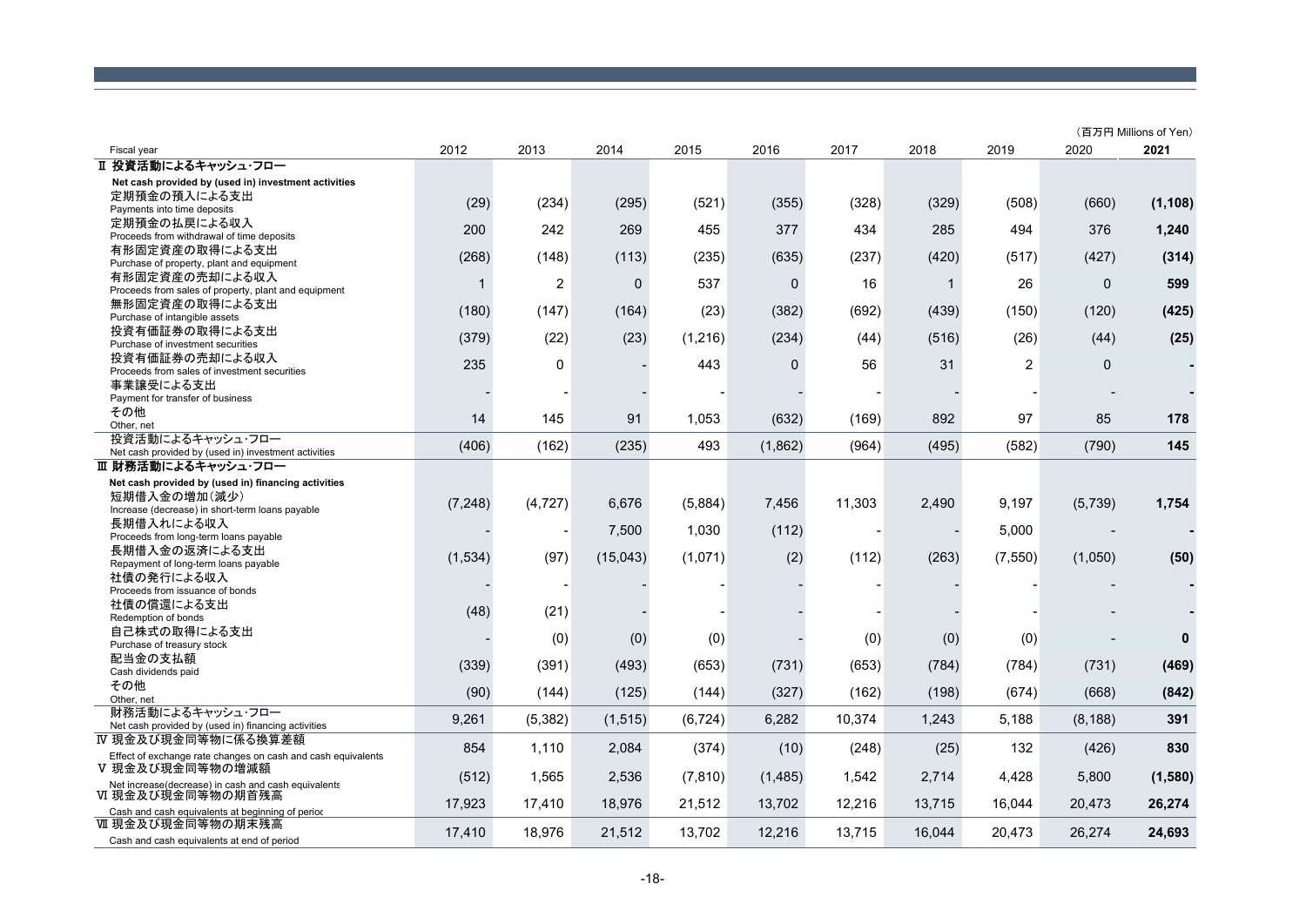（百万円 Millions of Yen）

| Fiscal year | 2012 | 2013 | 2014 | 2015 | 2016 | 2017 | 2018 | 2019 | 2020 | **2021** |
|---|---|---|---|---|---|---|---|---|---|---|
| **Ⅱ 投資活動によるキャッシュ･フロー** | | | | | | | | | | |
| **Net cash provided by (used in) investment activities** | | | | | | | | | | |
| 定期預金の預入による支出 Payments into time deposits | (29) | (234) | (295) | (521) | (355) | (328) | (329) | (508) | (660) | **(1,108)** |
| 定期預金の払戻による収入 Proceeds from withdrawal of time deposits | 200 | 242 | 269 | 455 | 377 | 434 | 285 | 494 | 376 | **1,240** |
| 有形固定資産の取得による支出 Purchase of property, plant and equipment | (268) | (148) | (113) | (235) | (635) | (237) | (420) | (517) | (427) | **(314)** |
| 有形固定資産の売却による収入 Proceeds from sales of property, plant and equipment | 1 | 2 | 0 | 537 | 0 | 16 | 1 | 26 | 0 | **599** |
| 無形固定資産の取得による支出 Purchase of intangible assets | (180) | (147) | (164) | (23) | (382) | (692) | (439) | (150) | (120) | **(425)** |
| 投資有価証券の取得による支出 Purchase of investment securities | (379) | (22) | (23) | (1,216) | (234) | (44) | (516) | (26) | (44) | **(25)** |
| 投資有価証券の売却による収入 Proceeds from sales of investment securities | 235 | 0 | - | 443 | 0 | 56 | 31 | 2 | 0 | **-** |
| 事業譲受による支出 Payment for transfer of business | - | - | - | - | - | - | - | - | - | **-** |
| その他 Other, net | 14 | 145 | 91 | 1,053 | (632) | (169) | 892 | 97 | 85 | **178** |
| 投資活動によるキャッシュ･フロー Net cash provided by (used in) investment activities | (406) | (162) | (235) | 493 | (1,862) | (964) | (495) | (582) | (790) | **145** |
| **Ⅲ 財務活動によるキャッシュ･フロー** | | | | | | | | | | |
| **Net cash provided by (used in) financing activities** | | | | | | | | | | |
| 短期借入金の増加（減少） Increase (decrease) in short-term loans payable | (7,248) | (4,727) | 6,676 | (5,884) | 7,456 | 11,303 | 2,490 | 9,197 | (5,739) | **1,754** |
| 長期借入れによる収入 Proceeds from long-term loans payable | - | - | 7,500 | 1,030 | (112) | - | - | 5,000 | - | **-** |
| 長期借入金の返済による支出 Repayment of long-term loans payable | (1,534) | (97) | (15,043) | (1,071) | (2) | (112) | (263) | (7,550) | (1,050) | **(50)** |
| 社債の発行による収入 Proceeds from issuance of bonds | - | - | - | - | - | - | - | - | - | **-** |
| 社債の償還による支出 Redemption of bonds | (48) | (21) | - | - | - | - | - | - | - | **-** |
| 自己株式の取得による支出 Purchase of treasury stock | - | (0) | (0) | (0) | - | (0) | (0) | (0) | - | **0** |
| 配当金の支払額 Cash dividends paid | (339) | (391) | (493) | (653) | (731) | (653) | (784) | (784) | (731) | **(469)** |
| その他 Other, net | (90) | (144) | (125) | (144) | (327) | (162) | (198) | (674) | (668) | **(842)** |
| 財務活動によるキャッシュ･フロー Net cash provided by (used in) financing activities | 9,261 | (5,382) | (1,515) | (6,724) | 6,282 | 10,374 | 1,243 | 5,188 | (8,188) | **391** |
| Ⅳ 現金及び現金同等物に係る換算差額 Effect of exchange rate changes on cash and cash equivalents | 854 | 1,110 | 2,084 | (374) | (10) | (248) | (25) | 132 | (426) | **830** |
| Ⅴ 現金及び現金同等物の増減額 Net increase(decrease) in cash and cash equivalents | (512) | 1,565 | 2,536 | (7,810) | (1,485) | 1,542 | 2,714 | 4,428 | 5,800 | **(1,580)** |
| Ⅵ 現金及び現金同等物の期首残高 Cash and cash equivalents at beginning of period | 17,923 | 17,410 | 18,976 | 21,512 | 13,702 | 12,216 | 13,715 | 16,044 | 20,473 | **26,274** |
| Ⅶ 現金及び現金同等物の期末残高 Cash and cash equivalents at end of period | 17,410 | 18,976 | 21,512 | 13,702 | 12,216 | 13,715 | 16,044 | 20,473 | 26,274 | **24,693** |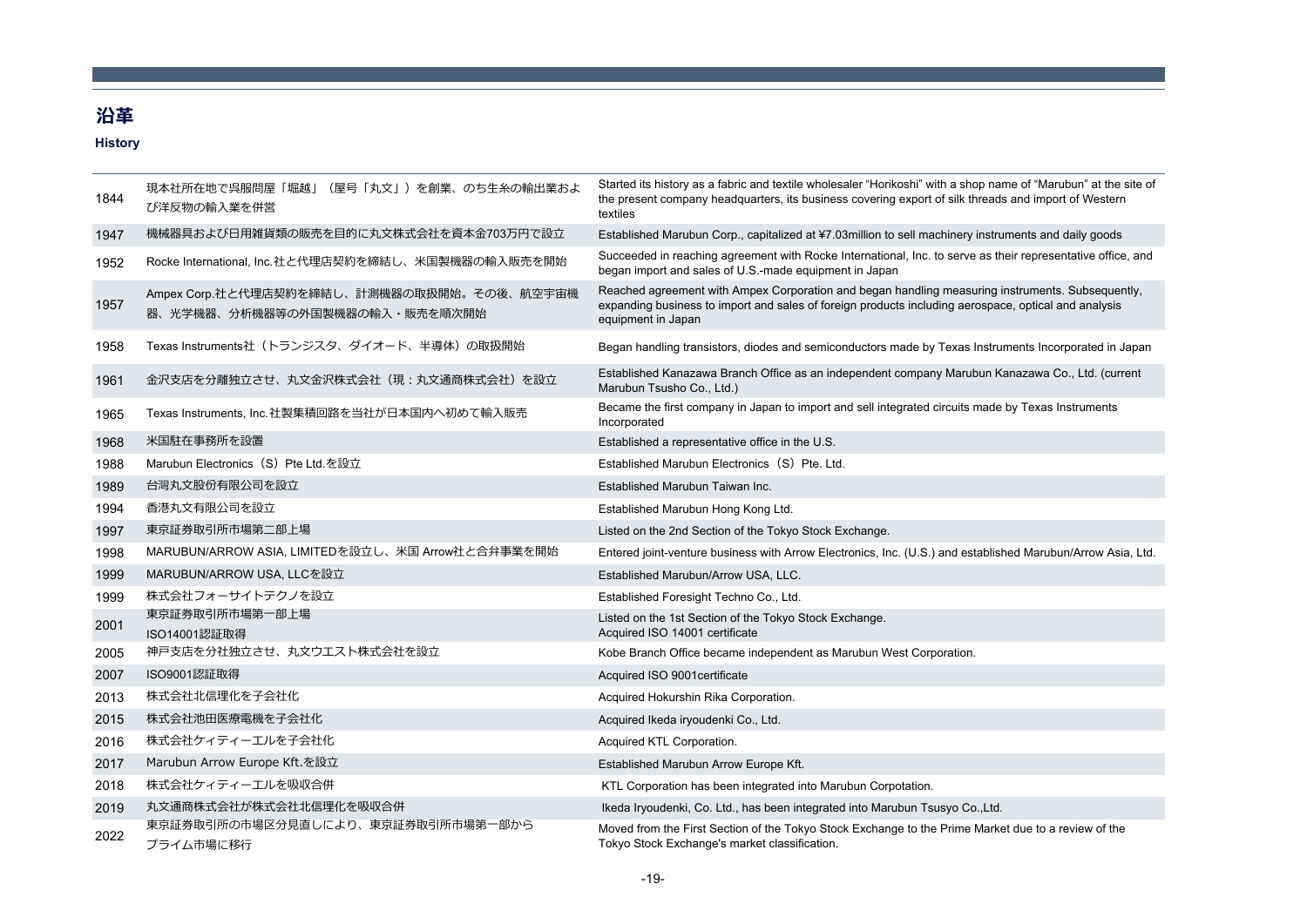# 沿革

**History**

| | | |
|---|---|---|
| 1844 | 現本社所在地で呉服問屋「堀越」（屋号「丸文」）を創業、のち生糸の輸出業および洋反物の輸入業を併営 | Started its history as a fabric and textile wholesaler "Horikoshi" with a shop name of "Marubun" at the site of the present company headquarters, its business covering export of silk threads and import of Western textiles |
| 1947 | 機械器具および日用雑貨類の販売を目的に丸文株式会社を資本金703万円で設立 | Established Marubun Corp., capitalized at ¥7.03million to sell machinery instruments and daily goods |
| 1952 | Rocke International, Inc.社と代理店契約を締結し、米国製機器の輸入販売を開始 | Succeeded in reaching agreement with Rocke International, Inc. to serve as their representative office, and began import and sales of U.S.-made equipment in Japan |
| 1957 | Ampex Corp.社と代理店契約を締結し、計測機器の取扱開始。その後、航空宇宙機器、光学機器、分析機器等の外国製機器の輸入・販売を順次開始 | Reached agreement with Ampex Corporation and began handling measuring instruments. Subsequently, expanding business to import and sales of foreign products including aerospace, optical and analysis equipment in Japan |
| 1958 | Texas Instruments社（トランジスタ、ダイオード、半導体）の取扱開始 | Began handling transistors, diodes and semiconductors made by Texas Instruments Incorporated in Japan |
| 1961 | 金沢支店を分離独立させ、丸文金沢株式会社（現：丸文通商株式会社）を設立 | Established Kanazawa Branch Office as an independent company Marubun Kanazawa Co., Ltd. (current Marubun Tsusho Co., Ltd.) |
| 1965 | Texas Instruments, Inc.社製集積回路を当社が日本国内へ初めて輸入販売 | Became the first company in Japan to import and sell integrated circuits made by Texas Instruments Incorporated |
| 1968 | 米国駐在事務所を設置 | Established a representative office in the U.S. |
| 1988 | Marubun Electronics（S）Pte Ltd.を設立 | Established Marubun Electronics（S）Pte. Ltd. |
| 1989 | 台灣丸文股份有限公司を設立 | Established Marubun Taiwan Inc. |
| 1994 | 香港丸文有限公司を設立 | Established Marubun Hong Kong Ltd. |
| 1997 | 東京証券取引所市場第二部上場 | Listed on the 2nd Section of the Tokyo Stock Exchange. |
| 1998 | MARUBUN/ARROW ASIA, LIMITEDを設立し、米国 Arrow社と合弁事業を開始 | Entered joint-venture business with Arrow Electronics, Inc. (U.S.) and established Marubun/Arrow Asia, Ltd. |
| 1999 | MARUBUN/ARROW USA, LLCを設立 | Established Marubun/Arrow USA, LLC. |
| 1999 | 株式会社フォーサイトテクノを設立 | Established Foresight Techno Co., Ltd. |
| 2001 | 東京証券取引所市場第一部上場<br>ISO14001認証取得 | Listed on the 1st Section of the Tokyo Stock Exchange.<br>Acquired ISO 14001 certificate |
| 2005 | 神戸支店を分社独立させ、丸文ウエスト株式会社を設立 | Kobe Branch Office became independent as Marubun West Corporation. |
| 2007 | ISO9001認証取得 | Acquired ISO 9001certificate |
| 2013 | 株式会社北信理化を子会社化 | Acquired Hokurshin Rika Corporation. |
| 2015 | 株式会社池田医療電機を子会社化 | Acquired Ikeda iryoudenki Co., Ltd. |
| 2016 | 株式会社ケィティーエルを子会社化 | Acquired KTL Corporation. |
| 2017 | Marubun Arrow Europe Kft.を設立 | Established Marubun Arrow Europe Kft. |
| 2018 | 株式会社ケィティーエルを吸収合併 | KTL Corporation has been integrated into Marubun Corpotation. |
| 2019 | 丸文通商株式会社が株式会社北信理化を吸収合併 | Ikeda Iryoudenki, Co. Ltd., has been integrated into Marubun Tsusyo Co.,Ltd. |
| 2022 | 東京証券取引所の市場区分見直しにより、東京証券取引所市場第一部から<br>プライム市場に移行 | Moved from the First Section of the Tokyo Stock Exchange to the Prime Market due to a review of the Tokyo Stock Exchange's market classification. |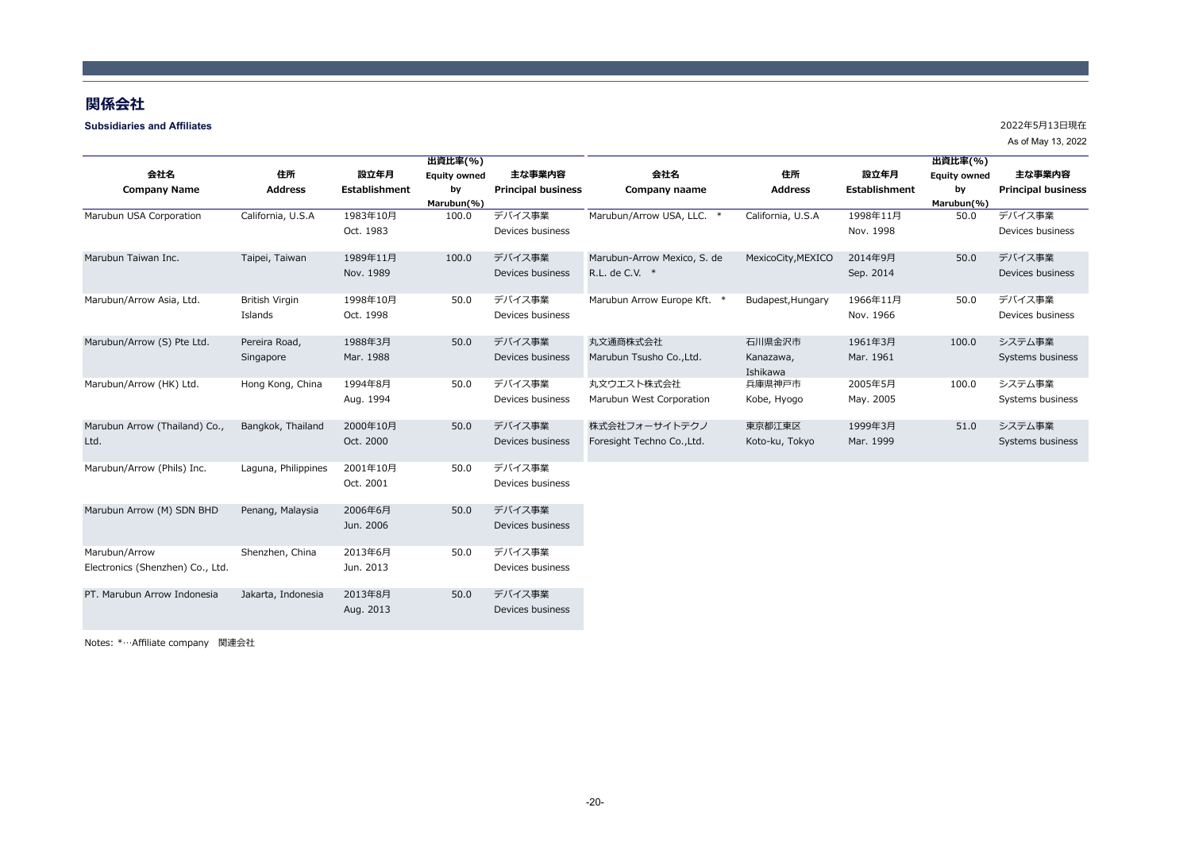# 関係会社

**Subsidiaries and Affiliates**

2022年5月13日現在
As of May 13, 2022

| 会社名 Company Name | 住所 Address | 設立年月 Establishment | 出資比率(%) Equity owned by Marubun(%) | 主な事業内容 Principal business |
|---|---|---|---|---|
| Marubun USA Corporation | California, U.S.A | 1983年10月 Oct. 1983 | 100.0 | デバイス事業 Devices business |
| Marubun Taiwan Inc. | Taipei, Taiwan | 1989年11月 Nov. 1989 | 100.0 | デバイス事業 Devices business |
| Marubun/Arrow Asia, Ltd. | British Virgin Islands | 1998年10月 Oct. 1998 | 50.0 | デバイス事業 Devices business |
| Marubun/Arrow (S) Pte Ltd. | Pereira Road, Singapore | 1988年3月 Mar. 1988 | 50.0 | デバイス事業 Devices business |
| Marubun/Arrow (HK) Ltd. | Hong Kong, China | 1994年8月 Aug. 1994 | 50.0 | デバイス事業 Devices business |
| Marubun Arrow (Thailand) Co., Ltd. | Bangkok, Thailand | 2000年10月 Oct. 2000 | 50.0 | デバイス事業 Devices business |
| Marubun/Arrow (Phils) Inc. | Laguna, Philippines | 2001年10月 Oct. 2001 | 50.0 | デバイス事業 Devices business |
| Marubun Arrow (M) SDN BHD | Penang, Malaysia | 2006年6月 Jun. 2006 | 50.0 | デバイス事業 Devices business |
| Marubun/Arrow Electronics (Shenzhen) Co., Ltd. | Shenzhen, China | 2013年6月 Jun. 2013 | 50.0 | デバイス事業 Devices business |
| PT. Marubun Arrow Indonesia | Jakarta, Indonesia | 2013年8月 Aug. 2013 | 50.0 | デバイス事業 Devices business |

| 会社名 Company naame | 住所 Address | 設立年月 Establishment | 出資比率(%) Equity owned by Marubun(%) | 主な事業内容 Principal business |
|---|---|---|---|---|
| Marubun/Arrow USA, LLC. * | California, U.S.A | 1998年11月 Nov. 1998 | 50.0 | デバイス事業 Devices business |
| Marubun-Arrow Mexico, S. de R.L. de C.V. * | MexicoCity,MEXICO | 2014年9月 Sep. 2014 | 50.0 | デバイス事業 Devices business |
| Marubun Arrow Europe Kft. * | Budapest,Hungary | 1966年11月 Nov. 1966 | 50.0 | デバイス事業 Devices business |
| 丸文通商株式会社 Marubun Tsusho Co.,Ltd. | 石川県金沢市 Kanazawa, Ishikawa | 1961年3月 Mar. 1961 | 100.0 | システム事業 Systems business |
| 丸文ウエスト株式会社 Marubun West Corporation | 兵庫県神戸市 Kobe, Hyogo | 2005年5月 May. 2005 | 100.0 | システム事業 Systems business |
| 株式会社フォーサイトテクノ Foresight Techno Co.,Ltd. | 東京都江東区 Koto-ku, Tokyo | 1999年3月 Mar. 1999 | 51.0 | システム事業 Systems business |

Notes: *…Affiliate company　関連会社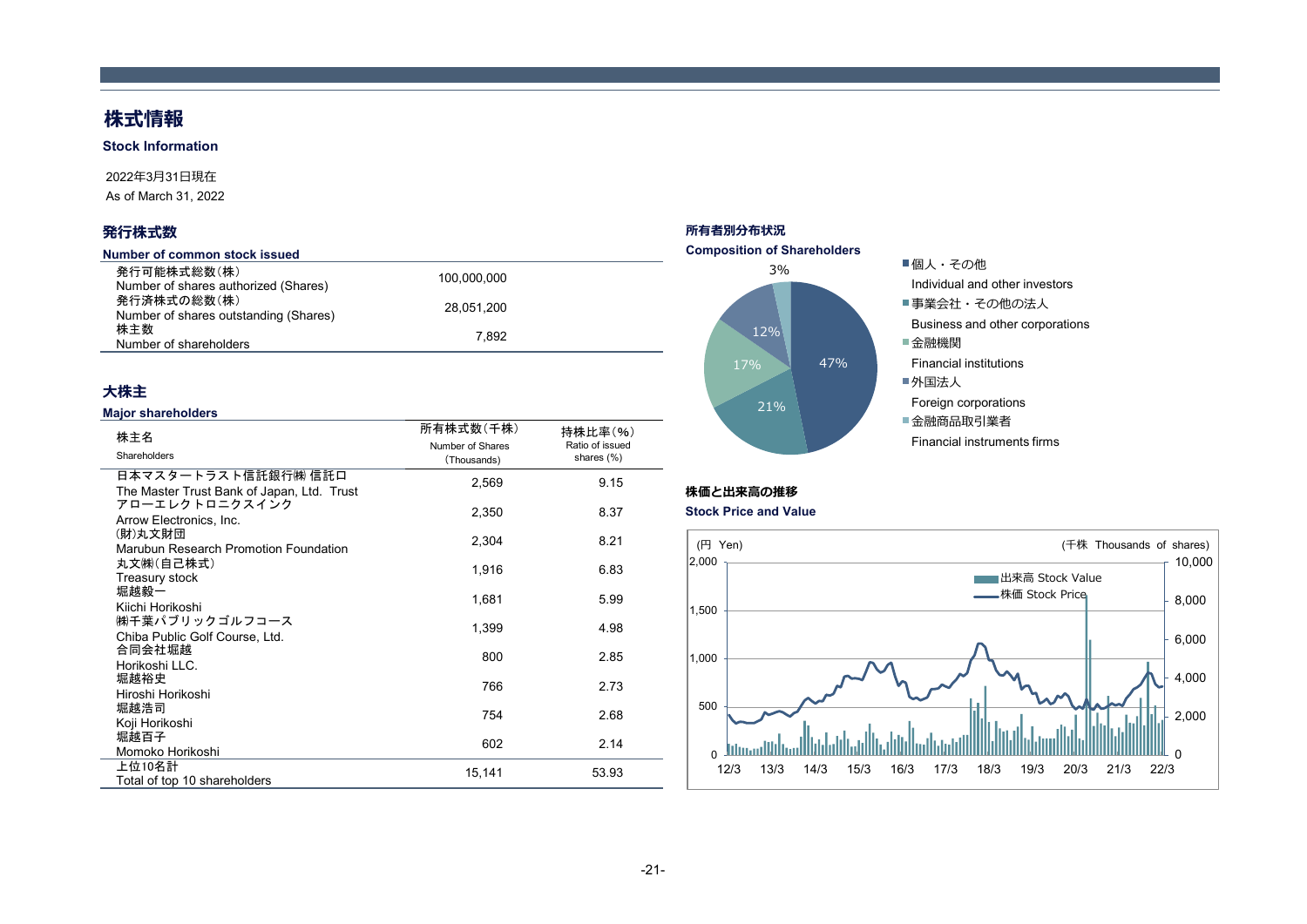# 株式情報

**Stock Information**

2022年3月31日現在

As of March 31, 2022

## 発行株式数

**Number of common stock issued**

| | |
|---|---|
| 発行可能株式総数(株)<br>Number of shares authorized (Shares) | 100,000,000 |
| 発行済株式の総数(株)<br>Number of shares outstanding (Shares) | 28,051,200 |
| 株主数<br>Number of shareholders | 7,892 |

## 大株主

**Major shareholders**

| 株主名<br>Shareholders | 所有株式数(千株)<br>Number of Shares<br>(Thousands) | 持株比率(%)<br>Ratio of issued shares (%) |
|---|---|---|
| 日本マスタートラスト信託銀行㈱ 信託口<br>The Master Trust Bank of Japan, Ltd. Trust | 2,569 | 9.15 |
| アローエレクトロニクスインク<br>Arrow Electronics, Inc. | 2,350 | 8.37 |
| ㈶丸文財団<br>Marubun Research Promotion Foundation | 2,304 | 8.21 |
| 丸文㈱(自己株式)<br>Treasury stock | 1,916 | 6.83 |
| 堀越毅一<br>Kiichi Horikoshi | 1,681 | 5.99 |
| ㈱千葉パブリックゴルフコース<br>Chiba Public Golf Course, Ltd. | 1,399 | 4.98 |
| 合同会社堀越<br>Horikoshi LLC. | 800 | 2.85 |
| 堀越裕史<br>Hiroshi Horikoshi | 766 | 2.73 |
| 堀越浩司<br>Koji Horikoshi | 754 | 2.68 |
| 堀越百子<br>Momoko Horikoshi | 602 | 2.14 |
| 上位10名計<br>Total of top 10 shareholders | 15,141 | 53.93 |

## 所有者別分布状況

**Composition of Shareholders**

| 区分 | 比率 |
|---|---|
| 個人・その他<br>Individual and other investors | 47% |
| 事業会社・その他の法人<br>Business and other corporations | 21% |
| 金融機関<br>Financial institutions | 17% |
| 外国法人<br>Foreign corporations | 12% |
| 金融商品取引業者<br>Financial instruments firms | 3% |

## 株価と出来高の推移

**Stock Price and Value**

(円 Yen) / (千株 Thousands of shares)

出来高 Stock Value

株価 Stock Price

12/3 13/3 14/3 15/3 16/3 17/3 18/3 19/3 20/3 21/3 22/3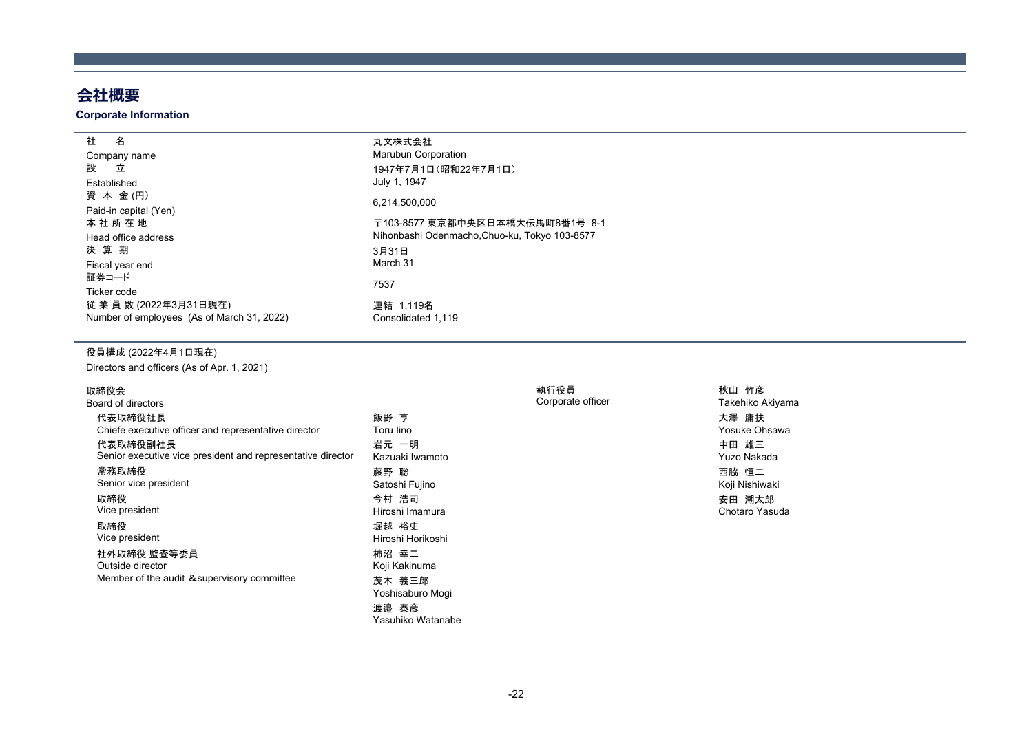# 会社概要

**Corporate Information**

| | |
|---|---|
| 社　名<br>Company name | 丸文株式会社<br>Marubun Corporation |
| 設　立<br>Established | 1947年7月1日（昭和22年7月1日）<br>July 1, 1947 |
| 資 本 金 (円)<br>Paid-in capital (Yen) | 6,214,500,000 |
| 本 社 所 在 地<br>Head office address | 〒103-8577 東京都中央区日本橋大伝馬町8番1号 8-1<br>Nihonbashi Odenmacho,Chuo-ku, Tokyo 103-8577 |
| 決 算 期<br>Fiscal year end | 3月31日<br>March 31 |
| 証券コード<br>Ticker code | 7537 |
| 従 業 員 数 (2022年3月31日現在)<br>Number of employees (As of March 31, 2022) | 連結 1,119名<br>Consolidated 1,119 |

役員構成 (2022年4月1日現在)
Directors and officers (As of Apr. 1, 2021)

| 取締役会<br>Board of directors | |
|---|---|
| 代表取締役社長<br>Chiefe executive officer and representative director | 飯野 亨<br>Toru Iino |
| 代表取締役副社長<br>Senior executive vice president and representative director | 岩元 一明<br>Kazuaki Iwamoto |
| 常務取締役<br>Senior vice president | 藤野 聡<br>Satoshi Fujino |
| 取締役<br>Vice president | 今村 浩司<br>Hiroshi Imamura |
| 取締役<br>Vice president | 堀越 裕史<br>Hiroshi Horikoshi |
| 社外取締役 監査等委員<br>Outside director<br>Member of the audit &supervisory committee | 柿沼 幸二<br>Koji Kakinuma<br>茂木 義三郎<br>Yoshisaburo Mogi<br>渡邉 泰彦<br>Yasuhiko Watanabe |

| 執行役員<br>Corporate officer | |
|---|---|
| | 秋山 竹彦<br>Takehiko Akiyama |
| | 大澤 庸扶<br>Yosuke Ohsawa |
| | 中田 雄三<br>Yuzo Nakada |
| | 西脇 恒二<br>Koji Nishiwaki |
| | 安田 潮太郎<br>Chotaro Yasuda |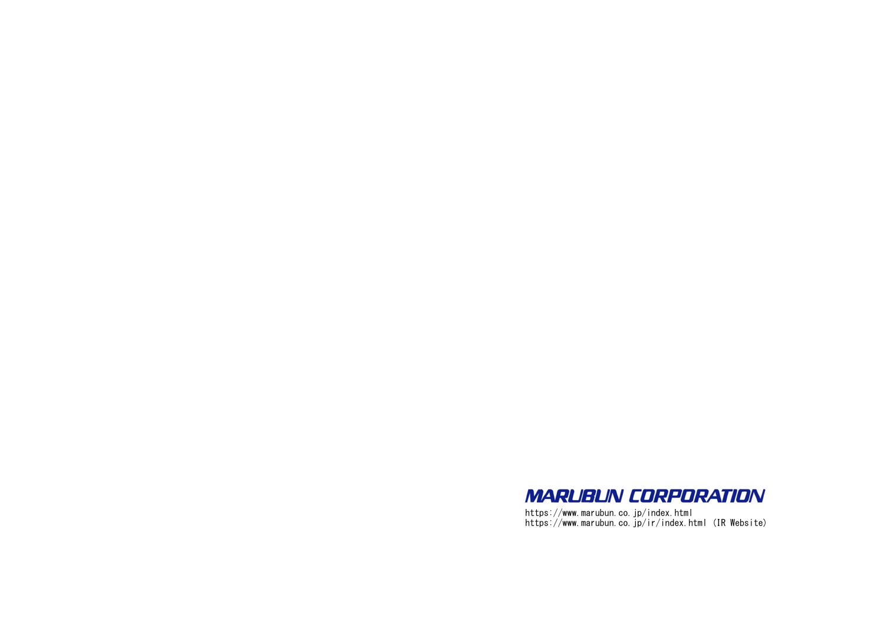MARUBUN CORPORATION

https://www.marubun.co.jp/index.html
https://www.marubun.co.jp/ir/index.html (IR Website)